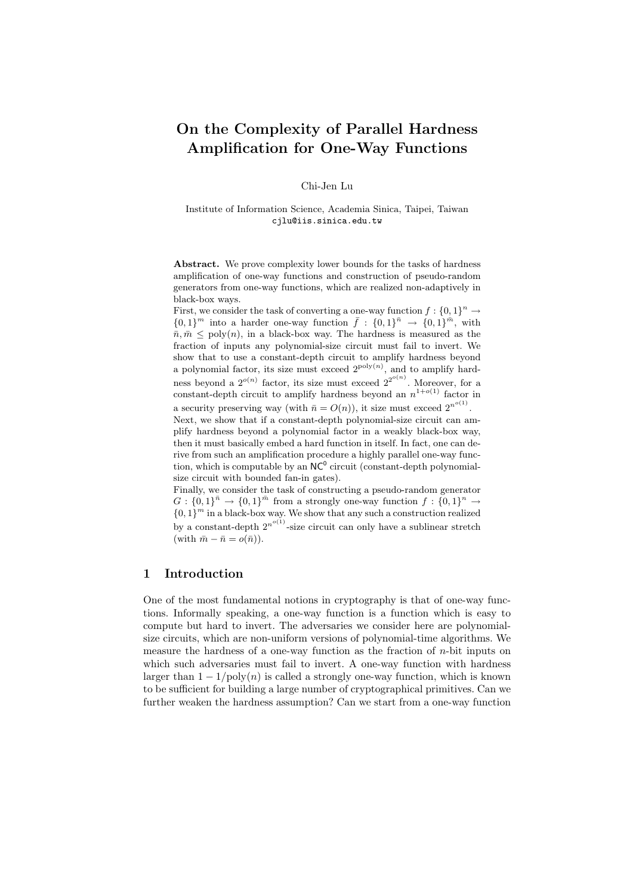# On the Complexity of Parallel Hardness Amplification for One-Way Functions

Chi-Jen Lu

Institute of Information Science, Academia Sinica, Taipei, Taiwan
cjlu@iis.sinica.edu.tw

**Abstract.** We prove complexity lower bounds for the tasks of hardness amplification of one-way functions and construction of pseudo-random generators from one-way functions, which are realized non-adaptively in black-box ways.

First, we consider the task of converting a one-way function $f : \{0,1\}^n \to \{0,1\}^m$ into a harder one-way function $\bar{f} : \{0,1\}^{\bar{n}} \to \{0,1\}^{\bar{m}}$, with $\bar{n}, \bar{m} \leq \text{poly}(n)$, in a black-box way. The hardness is measured as the fraction of inputs any polynomial-size circuit must fail to invert. We show that to use a constant-depth circuit to amplify hardness beyond a polynomial factor, its size must exceed $2^{\text{poly}(n)}$, and to amplify hardness beyond a $2^{o(n)}$ factor, its size must exceed $2^{2^{o(n)}}$. Moreover, for a constant-depth circuit to amplify hardness beyond an $n^{1+o(1)}$ factor in a security preserving way (with $\bar{n} = O(n)$), it size must exceed $2^{n^{o(1)}}$.

Next, we show that if a constant-depth polynomial-size circuit can amplify hardness beyond a polynomial factor in a weakly black-box way, then it must basically embed a hard function in itself. In fact, one can derive from such an amplification procedure a highly parallel one-way function, which is computable by an $\mathsf{NC}^0$ circuit (constant-depth polynomial-size circuit with bounded fan-in gates).

Finally, we consider the task of constructing a pseudo-random generator $G : \{0,1\}^{\bar{n}} \to \{0,1\}^{\bar{m}}$ from a strongly one-way function $f : \{0,1\}^n \to \{0,1\}^m$ in a black-box way. We show that any such a construction realized by a constant-depth $2^{n^{o(1)}}$-size circuit can only have a sublinear stretch (with $\bar{m} - \bar{n} = o(\bar{n})$).

## 1 Introduction

One of the most fundamental notions in cryptography is that of one-way functions. Informally speaking, a one-way function is a function which is easy to compute but hard to invert. The adversaries we consider here are polynomial-size circuits, which are non-uniform versions of polynomial-time algorithms. We measure the hardness of a one-way function as the fraction of $n$-bit inputs on which such adversaries must fail to invert. A one-way function with hardness larger than $1 - 1/\text{poly}(n)$ is called a strongly one-way function, which is known to be sufficient for building a large number of cryptographical primitives. Can we further weaken the hardness assumption? Can we start from a one-way function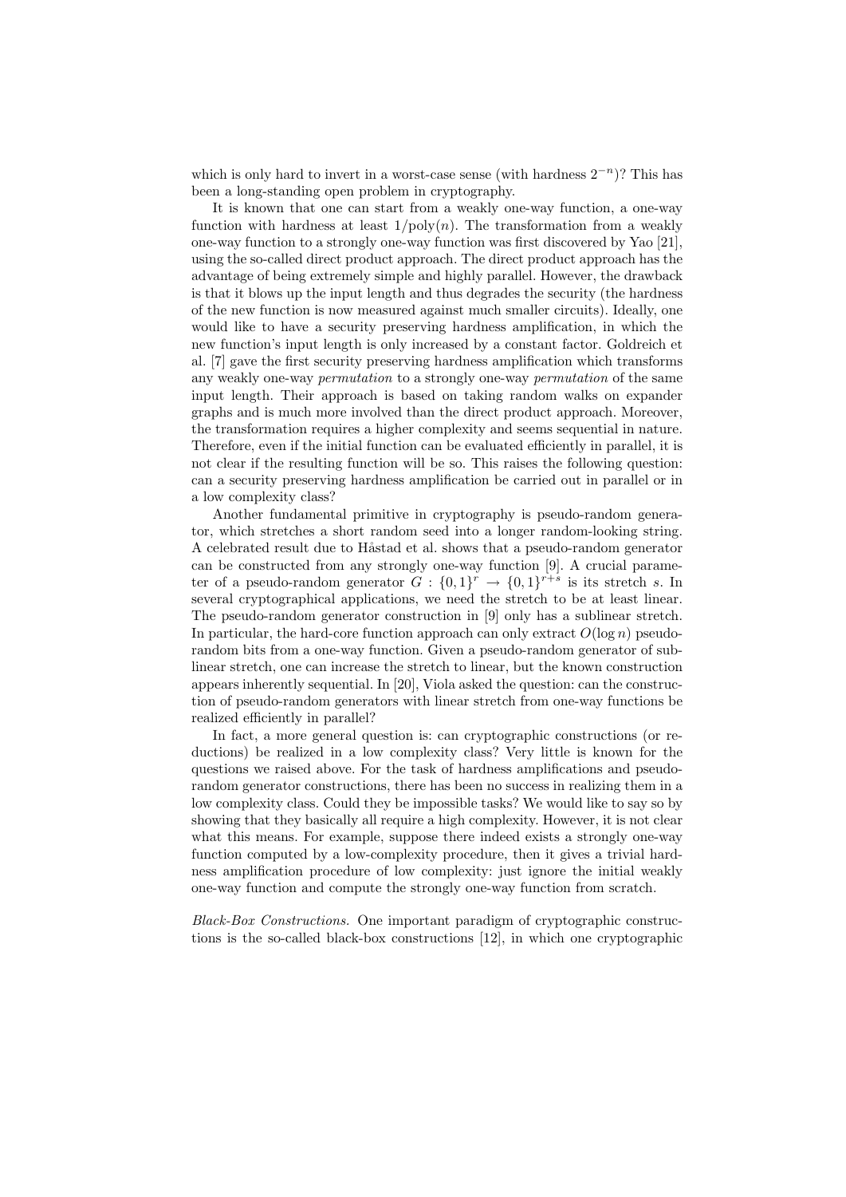which is only hard to invert in a worst-case sense (with hardness $2^{-n}$)? This has been a long-standing open problem in cryptography.

It is known that one can start from a weakly one-way function, a one-way function with hardness at least $1/\text{poly}(n)$. The transformation from a weakly one-way function to a strongly one-way function was first discovered by Yao [21], using the so-called direct product approach. The direct product approach has the advantage of being extremely simple and highly parallel. However, the drawback is that it blows up the input length and thus degrades the security (the hardness of the new function is now measured against much smaller circuits). Ideally, one would like to have a security preserving hardness amplification, in which the new function's input length is only increased by a constant factor. Goldreich et al. [7] gave the first security preserving hardness amplification which transforms any weakly one-way *permutation* to a strongly one-way *permutation* of the same input length. Their approach is based on taking random walks on expander graphs and is much more involved than the direct product approach. Moreover, the transformation requires a higher complexity and seems sequential in nature. Therefore, even if the initial function can be evaluated efficiently in parallel, it is not clear if the resulting function will be so. This raises the following question: can a security preserving hardness amplification be carried out in parallel or in a low complexity class?

Another fundamental primitive in cryptography is pseudo-random generator, which stretches a short random seed into a longer random-looking string. A celebrated result due to Håstad et al. shows that a pseudo-random generator can be constructed from any strongly one-way function [9]. A crucial parameter of a pseudo-random generator $G : \{0,1\}^r \to \{0,1\}^{r+s}$ is its stretch $s$. In several cryptographical applications, we need the stretch to be at least linear. The pseudo-random generator construction in [9] only has a sublinear stretch. In particular, the hard-core function approach can only extract $O(\log n)$ pseudo-random bits from a one-way function. Given a pseudo-random generator of sublinear stretch, one can increase the stretch to linear, but the known construction appears inherently sequential. In [20], Viola asked the question: can the construction of pseudo-random generators with linear stretch from one-way functions be realized efficiently in parallel?

In fact, a more general question is: can cryptographic constructions (or reductions) be realized in a low complexity class? Very little is known for the questions we raised above. For the task of hardness amplifications and pseudo-random generator constructions, there has been no success in realizing them in a low complexity class. Could they be impossible tasks? We would like to say so by showing that they basically all require a high complexity. However, it is not clear what this means. For example, suppose there indeed exists a strongly one-way function computed by a low-complexity procedure, then it gives a trivial hardness amplification procedure of low complexity: just ignore the initial weakly one-way function and compute the strongly one-way function from scratch.

*Black-Box Constructions.* One important paradigm of cryptographic constructions is the so-called black-box constructions [12], in which one cryptographic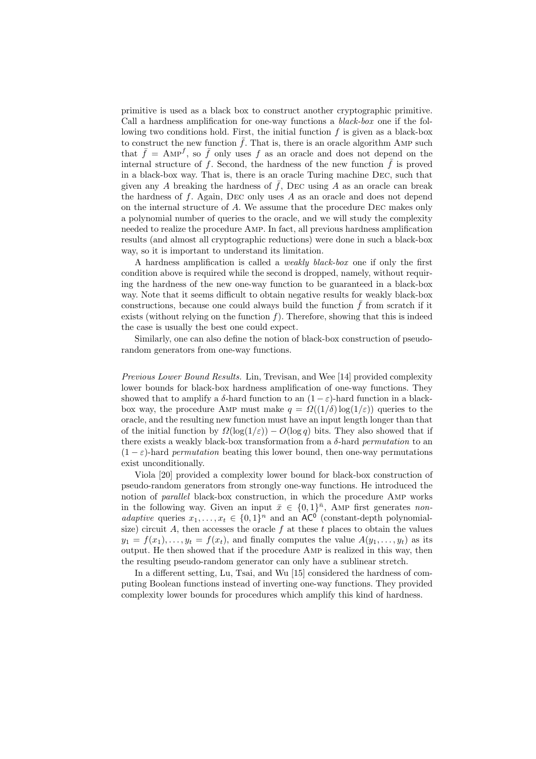primitive is used as a black box to construct another cryptographic primitive. Call a hardness amplification for one-way functions a *black-box* one if the following two conditions hold. First, the initial function $f$ is given as a black-box to construct the new function $\bar{f}$. That is, there is an oracle algorithm AMP such that $\bar{f} = \text{AMP}^f$, so $\bar{f}$ only uses $f$ as an oracle and does not depend on the internal structure of $f$. Second, the hardness of the new function $\bar{f}$ is proved in a black-box way. That is, there is an oracle Turing machine DEC, such that given any $A$ breaking the hardness of $\bar{f}$, DEC using $A$ as an oracle can break the hardness of $f$. Again, DEC only uses $A$ as an oracle and does not depend on the internal structure of $A$. We assume that the procedure DEC makes only a polynomial number of queries to the oracle, and we will study the complexity needed to realize the procedure AMP. In fact, all previous hardness amplification results (and almost all cryptographic reductions) were done in such a black-box way, so it is important to understand its limitation.

A hardness amplification is called a *weakly black-box* one if only the first condition above is required while the second is dropped, namely, without requiring the hardness of the new one-way function to be guaranteed in a black-box way. Note that it seems difficult to obtain negative results for weakly black-box constructions, because one could always build the function $\bar{f}$ from scratch if it exists (without relying on the function $f$). Therefore, showing that this is indeed the case is usually the best one could expect.

Similarly, one can also define the notion of black-box construction of pseudo-random generators from one-way functions.

*Previous Lower Bound Results.* Lin, Trevisan, and Wee [14] provided complexity lower bounds for black-box hardness amplification of one-way functions. They showed that to amplify a $\delta$-hard function to an $(1-\varepsilon)$-hard function in a black-box way, the procedure AMP must make $q = \Omega((1/\delta)\log(1/\varepsilon))$ queries to the oracle, and the resulting new function must have an input length longer than that of the initial function by $\Omega(\log(1/\varepsilon)) - O(\log q)$ bits. They also showed that if there exists a weakly black-box transformation from a $\delta$-hard *permutation* to an $(1-\varepsilon)$-hard *permutation* beating this lower bound, then one-way permutations exist unconditionally.

Viola [20] provided a complexity lower bound for black-box construction of pseudo-random generators from strongly one-way functions. He introduced the notion of *parallel* black-box construction, in which the procedure AMP works in the following way. Given an input $\bar{x} \in \{0,1\}^{\bar{n}}$, AMP first generates *non-adaptive* queries $x_1, \ldots, x_t \in \{0,1\}^n$ and an $\mathsf{AC}^0$ (constant-depth polynomial-size) circuit $A$, then accesses the oracle $f$ at these $t$ places to obtain the values $y_1 = f(x_1), \ldots, y_t = f(x_t)$, and finally computes the value $A(y_1, \ldots, y_t)$ as its output. He then showed that if the procedure AMP is realized in this way, then the resulting pseudo-random generator can only have a sublinear stretch.

In a different setting, Lu, Tsai, and Wu [15] considered the hardness of computing Boolean functions instead of inverting one-way functions. They provided complexity lower bounds for procedures which amplify this kind of hardness.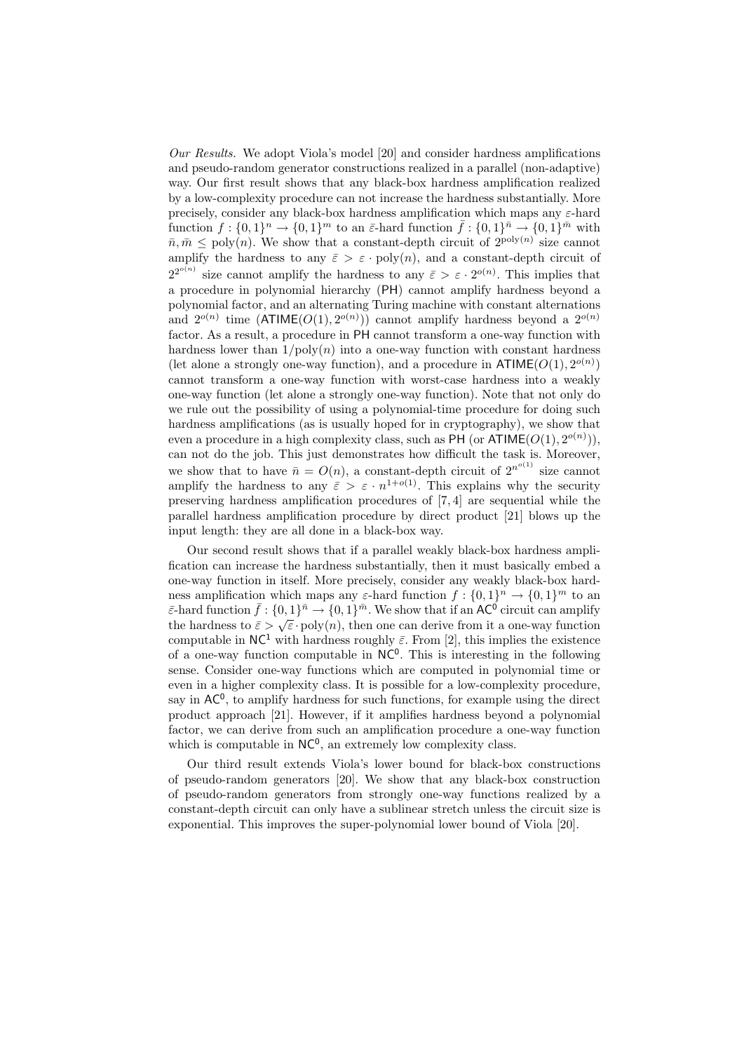*Our Results.* We adopt Viola's model [20] and consider hardness amplifications and pseudo-random generator constructions realized in a parallel (non-adaptive) way. Our first result shows that any black-box hardness amplification realized by a low-complexity procedure can not increase the hardness substantially. More precisely, consider any black-box hardness amplification which maps any $\varepsilon$-hard function $f : \{0,1\}^n \to \{0,1\}^m$ to an $\bar{\varepsilon}$-hard function $\bar{f} : \{0,1\}^{\bar{n}} \to \{0,1\}^{\bar{m}}$ with $\bar{n}, \bar{m} \leq \mathrm{poly}(n)$. We show that a constant-depth circuit of $2^{\mathrm{poly}(n)}$ size cannot amplify the hardness to any $\bar{\varepsilon} > \varepsilon \cdot \mathrm{poly}(n)$, and a constant-depth circuit of $2^{2^{o(n)}}$ size cannot amplify the hardness to any $\bar{\varepsilon} > \varepsilon \cdot 2^{o(n)}$. This implies that a procedure in polynomial hierarchy (PH) cannot amplify hardness beyond a polynomial factor, and an alternating Turing machine with constant alternations and $2^{o(n)}$ time ($\mathsf{ATIME}(O(1), 2^{o(n)})$) cannot amplify hardness beyond a $2^{o(n)}$ factor. As a result, a procedure in PH cannot transform a one-way function with hardness lower than $1/\mathrm{poly}(n)$ into a one-way function with constant hardness (let alone a strongly one-way function), and a procedure in $\mathsf{ATIME}(O(1), 2^{o(n)})$ cannot transform a one-way function with worst-case hardness into a weakly one-way function (let alone a strongly one-way function). Note that not only do we rule out the possibility of using a polynomial-time procedure for doing such hardness amplifications (as is usually hoped for in cryptography), we show that even a procedure in a high complexity class, such as PH (or $\mathsf{ATIME}(O(1), 2^{o(n)})$), can not do the job. This just demonstrates how difficult the task is. Moreover, we show that to have $\bar{n} = O(n)$, a constant-depth circuit of $2^{n^{o(1)}}$ size cannot amplify the hardness to any $\bar{\varepsilon} > \varepsilon \cdot n^{1+o(1)}$. This explains why the security preserving hardness amplification procedures of [7, 4] are sequential while the parallel hardness amplification procedure by direct product [21] blows up the input length: they are all done in a black-box way.

Our second result shows that if a parallel weakly black-box hardness amplification can increase the hardness substantially, then it must basically embed a one-way function in itself. More precisely, consider any weakly black-box hardness amplification which maps any $\varepsilon$-hard function $f : \{0,1\}^n \to \{0,1\}^m$ to an $\bar{\varepsilon}$-hard function $\bar{f} : \{0,1\}^{\bar{n}} \to \{0,1\}^{\bar{m}}$. We show that if an $\mathsf{AC}^0$ circuit can amplify the hardness to $\bar{\varepsilon} > \sqrt{\varepsilon} \cdot \mathrm{poly}(n)$, then one can derive from it a one-way function computable in $\mathsf{NC}^1$ with hardness roughly $\bar{\varepsilon}$. From [2], this implies the existence of a one-way function computable in $\mathsf{NC}^0$. This is interesting in the following sense. Consider one-way functions which are computed in polynomial time or even in a higher complexity class. It is possible for a low-complexity procedure, say in $\mathsf{AC}^0$, to amplify hardness for such functions, for example using the direct product approach [21]. However, if it amplifies hardness beyond a polynomial factor, we can derive from such an amplification procedure a one-way function which is computable in $\mathsf{NC}^0$, an extremely low complexity class.

Our third result extends Viola's lower bound for black-box constructions of pseudo-random generators [20]. We show that any black-box construction of pseudo-random generators from strongly one-way functions realized by a constant-depth circuit can only have a sublinear stretch unless the circuit size is exponential. This improves the super-polynomial lower bound of Viola [20].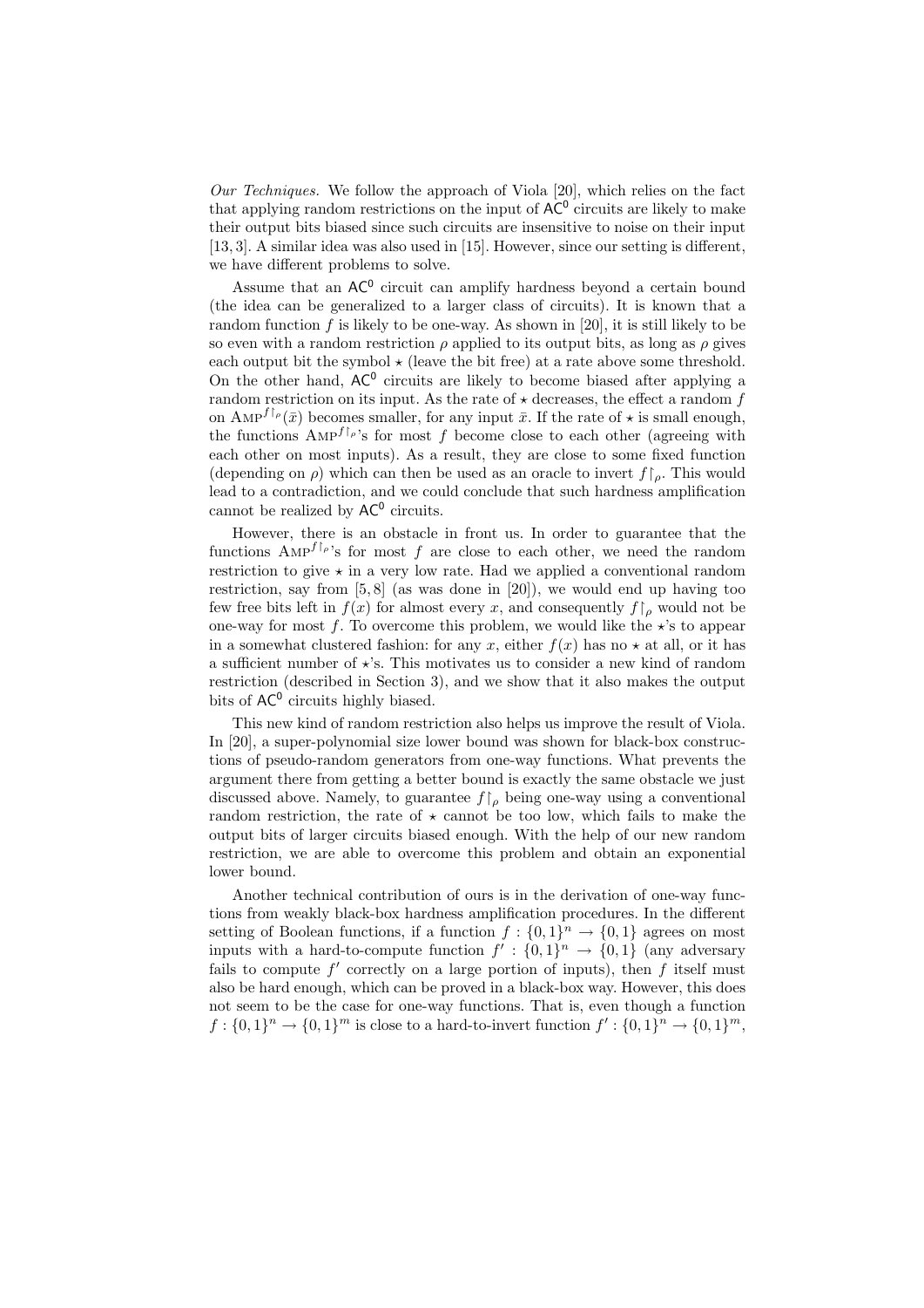*Our Techniques.* We follow the approach of Viola [20], which relies on the fact that applying random restrictions on the input of $\mathsf{AC}^0$ circuits are likely to make their output bits biased since such circuits are insensitive to noise on their input [13, 3]. A similar idea was also used in [15]. However, since our setting is different, we have different problems to solve.

Assume that an $\mathsf{AC}^0$ circuit can amplify hardness beyond a certain bound (the idea can be generalized to a larger class of circuits). It is known that a random function $f$ is likely to be one-way. As shown in [20], it is still likely to be so even with a random restriction $\rho$ applied to its output bits, as long as $\rho$ gives each output bit the symbol $\star$ (leave the bit free) at a rate above some threshold. On the other hand, $\mathsf{AC}^0$ circuits are likely to become biased after applying a random restriction on its input. As the rate of $\star$ decreases, the effect a random $f$ on $\textsc{Amp}^{f\lceil_\rho}(\bar{x})$ becomes smaller, for any input $\bar{x}$. If the rate of $\star$ is small enough, the functions $\textsc{Amp}^{f\lceil_\rho}$'s for most $f$ become close to each other (agreeing with each other on most inputs). As a result, they are close to some fixed function (depending on $\rho$) which can then be used as an oracle to invert $f\lceil_\rho$. This would lead to a contradiction, and we could conclude that such hardness amplification cannot be realized by $\mathsf{AC}^0$ circuits.

However, there is an obstacle in front us. In order to guarantee that the functions $\textsc{Amp}^{f\lceil_\rho}$'s for most $f$ are close to each other, we need the random restriction to give $\star$ in a very low rate. Had we applied a conventional random restriction, say from [5, 8] (as was done in [20]), we would end up having too few free bits left in $f(x)$ for almost every $x$, and consequently $f\lceil_\rho$ would not be one-way for most $f$. To overcome this problem, we would like the $\star$'s to appear in a somewhat clustered fashion: for any $x$, either $f(x)$ has no $\star$ at all, or it has a sufficient number of $\star$'s. This motivates us to consider a new kind of random restriction (described in Section 3), and we show that it also makes the output bits of $\mathsf{AC}^0$ circuits highly biased.

This new kind of random restriction also helps us improve the result of Viola. In [20], a super-polynomial size lower bound was shown for black-box constructions of pseudo-random generators from one-way functions. What prevents the argument there from getting a better bound is exactly the same obstacle we just discussed above. Namely, to guarantee $f\lceil_\rho$ being one-way using a conventional random restriction, the rate of $\star$ cannot be too low, which fails to make the output bits of larger circuits biased enough. With the help of our new random restriction, we are able to overcome this problem and obtain an exponential lower bound.

Another technical contribution of ours is in the derivation of one-way functions from weakly black-box hardness amplification procedures. In the different setting of Boolean functions, if a function $f : \{0,1\}^n \to \{0,1\}$ agrees on most inputs with a hard-to-compute function $f' : \{0,1\}^n \to \{0,1\}$ (any adversary fails to compute $f'$ correctly on a large portion of inputs), then $f$ itself must also be hard enough, which can be proved in a black-box way. However, this does not seem to be the case for one-way functions. That is, even though a function $f : \{0,1\}^n \to \{0,1\}^m$ is close to a hard-to-invert function $f' : \{0,1\}^n \to \{0,1\}^m$,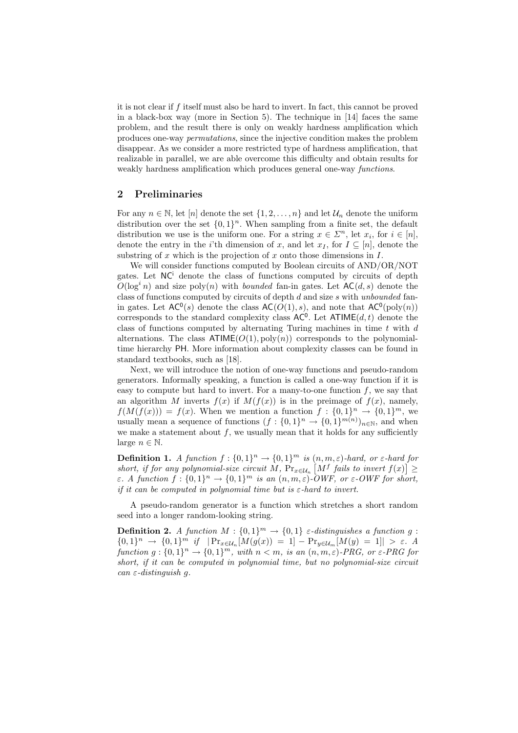it is not clear if $f$ itself must also be hard to invert. In fact, this cannot be proved in a black-box way (more in Section 5). The technique in [14] faces the same problem, and the result there is only on weakly hardness amplification which produces one-way *permutations*, since the injective condition makes the problem disappear. As we consider a more restricted type of hardness amplification, that realizable in parallel, we are able overcome this difficulty and obtain results for weakly hardness amplification which produces general one-way *functions*.

## 2 Preliminaries

For any $n \in \mathbb{N}$, let $[n]$ denote the set $\{1, 2, \ldots, n\}$ and let $\mathcal{U}_n$ denote the uniform distribution over the set $\{0,1\}^n$. When sampling from a finite set, the default distribution we use is the uniform one. For a string $x \in \Sigma^n$, let $x_i$, for $i \in [n]$, denote the entry in the i'th dimension of $x$, and let $x_I$, for $I \subseteq [n]$, denote the substring of $x$ which is the projection of $x$ onto those dimensions in $I$.

We will consider functions computed by Boolean circuits of AND/OR/NOT gates. Let $\mathsf{NC}^i$ denote the class of functions computed by circuits of depth $O(\log^i n)$ and size $\text{poly}(n)$ with *bounded* fan-in gates. Let $\mathsf{AC}(d, s)$ denote the class of functions computed by circuits of depth $d$ and size $s$ with *unbounded* fan-in gates. Let $\mathsf{AC}^0(s)$ denote the class $\mathsf{AC}(O(1), s)$, and note that $\mathsf{AC}^0(\text{poly}(n))$ corresponds to the standard complexity class $\mathsf{AC}^0$. Let $\mathsf{ATIME}(d, t)$ denote the class of functions computed by alternating Turing machines in time $t$ with $d$ alternations. The class $\mathsf{ATIME}(O(1), \text{poly}(n))$ corresponds to the polynomial-time hierarchy $\mathsf{PH}$. More information about complexity classes can be found in standard textbooks, such as [18].

Next, we will introduce the notion of one-way functions and pseudo-random generators. Informally speaking, a function is called a one-way function if it is easy to compute but hard to invert. For a many-to-one function $f$, we say that an algorithm $M$ inverts $f(x)$ if $M(f(x))$ is in the preimage of $f(x)$, namely, $f(M(f(x))) = f(x)$. When we mention a function $f : \{0,1\}^n \to \{0,1\}^m$, we usually mean a sequence of functions $(f : \{0,1\}^n \to \{0,1\}^{m(n)})_{n \in \mathbb{N}}$, and when we make a statement about $f$, we usually mean that it holds for any sufficiently large $n \in \mathbb{N}$.

**Definition 1.** *A function $f : \{0,1\}^n \to \{0,1\}^m$ is $(n, m, \varepsilon)$-hard, or $\varepsilon$-hard for short, if for any polynomial-size circuit $M$, $\Pr_{x \in \mathcal{U}_n}\left[M^f \text{ fails to invert } f(x)\right] \geq \varepsilon$. A function $f : \{0,1\}^n \to \{0,1\}^m$ is an $(n, m, \varepsilon)$-OWF, or $\varepsilon$-OWF for short, if it can be computed in polynomial time but is $\varepsilon$-hard to invert.*

A pseudo-random generator is a function which stretches a short random seed into a longer random-looking string.

**Definition 2.** *A function $M : \{0,1\}^m \to \{0,1\}$ $\varepsilon$-distinguishes a function $g : \{0,1\}^n \to \{0,1\}^m$ if $|\Pr_{x \in \mathcal{U}_n}[M(g(x)) = 1] - \Pr_{y \in \mathcal{U}_m}[M(y) = 1]| > \varepsilon$. A function $g : \{0,1\}^n \to \{0,1\}^m$, with $n < m$, is an $(n, m, \varepsilon)$-PRG, or $\varepsilon$-PRG for short, if it can be computed in polynomial time, but no polynomial-size circuit can $\varepsilon$-distinguish $g$.*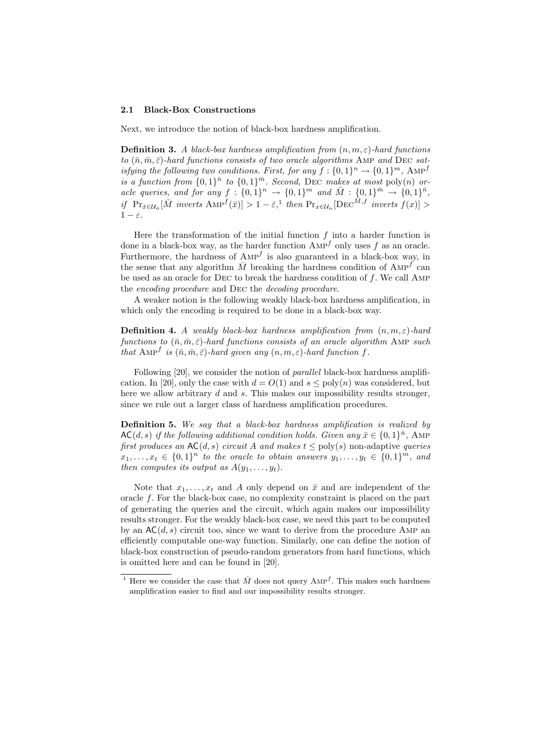### 2.1 Black-Box Constructions

Next, we introduce the notion of black-box hardness amplification.

**Definition 3.** *A black-box hardness amplification from $(n, m, \varepsilon)$-hard functions to $(\bar{n}, \bar{m}, \bar{\varepsilon})$-hard functions consists of two oracle algorithms* Amp *and* Dec *satisfying the following two conditions. First, for any $f : \{0,1\}^n \to \{0,1\}^m$, $\text{Amp}^f$ is a function from $\{0,1\}^{\bar{n}}$ to $\{0,1\}^{\bar{m}}$. Second,* Dec *makes at most* $\text{poly}(n)$ *oracle queries, and for any $f : \{0,1\}^n \to \{0,1\}^m$ and $\bar{M} : \{0,1\}^{\bar{m}} \to \{0,1\}^{\bar{n}}$, if $\Pr_{\bar{x} \in \mathcal{U}_{\bar{n}}}[\bar{M} \text{ inverts } \text{Amp}^f(\bar{x})] > 1 - \bar{\varepsilon}$,[1] then $\Pr_{x \in \mathcal{U}_n}[\text{Dec}^{\bar{M}, f} \text{ inverts } f(x)] > 1 - \varepsilon$.*

Here the transformation of the initial function $f$ into a harder function is done in a black-box way, as the harder function $\text{Amp}^f$ only uses $f$ as an oracle. Furthermore, the hardness of $\text{Amp}^f$ is also guaranteed in a black-box way, in the sense that any algorithm $\bar{M}$ breaking the hardness condition of $\text{Amp}^f$ can be used as an oracle for Dec to break the hardness condition of $f$. We call Amp the *encoding procedure* and Dec the *decoding procedure*.

A weaker notion is the following weakly black-box hardness amplification, in which only the encoding is required to be done in a black-box way.

**Definition 4.** *A weakly black-box hardness amplification from $(n, m, \varepsilon)$-hard functions to $(\bar{n}, \bar{m}, \bar{\varepsilon})$-hard functions consists of an oracle algorithm* Amp *such that $\text{Amp}^f$ is $(\bar{n}, \bar{m}, \bar{\varepsilon})$-hard given any $(n, m, \varepsilon)$-hard function $f$.*

Following [20], we consider the notion of *parallel* black-box hardness amplification. In [20], only the case with $d = O(1)$ and $s \leq \text{poly}(n)$ was considered, but here we allow arbitrary $d$ and $s$. This makes our impossibility results stronger, since we rule out a larger class of hardness amplification procedures.

**Definition 5.** *We say that a black-box hardness amplification is realized by $\mathsf{AC}(d, s)$ if the following additional condition holds. Given any $\bar{x} \in \{0,1\}^{\bar{n}}$,* Amp *first produces an $\mathsf{AC}(d, s)$ circuit $A$ and makes $t \leq \text{poly}(s)$ non-adaptive queries $x_1, \ldots, x_t \in \{0,1\}^n$ to the oracle to obtain answers $y_1, \ldots, y_t \in \{0,1\}^m$, and then computes its output as $A(y_1, \ldots, y_t)$.*

Note that $x_1, \ldots, x_t$ and $A$ only depend on $\bar{x}$ and are independent of the oracle $f$. For the black-box case, no complexity constraint is placed on the part of generating the queries and the circuit, which again makes our impossibility results stronger. For the weakly black-box case, we need this part to be computed by an $\mathsf{AC}(d, s)$ circuit too, since we want to derive from the procedure Amp an efficiently computable one-way function. Similarly, one can define the notion of black-box construction of pseudo-random generators from hard functions, which is omitted here and can be found in [20].

[1] Here we consider the case that $\bar{M}$ does not query $\text{Amp}^f$. This makes such hardness amplification easier to find and our impossibility results stronger.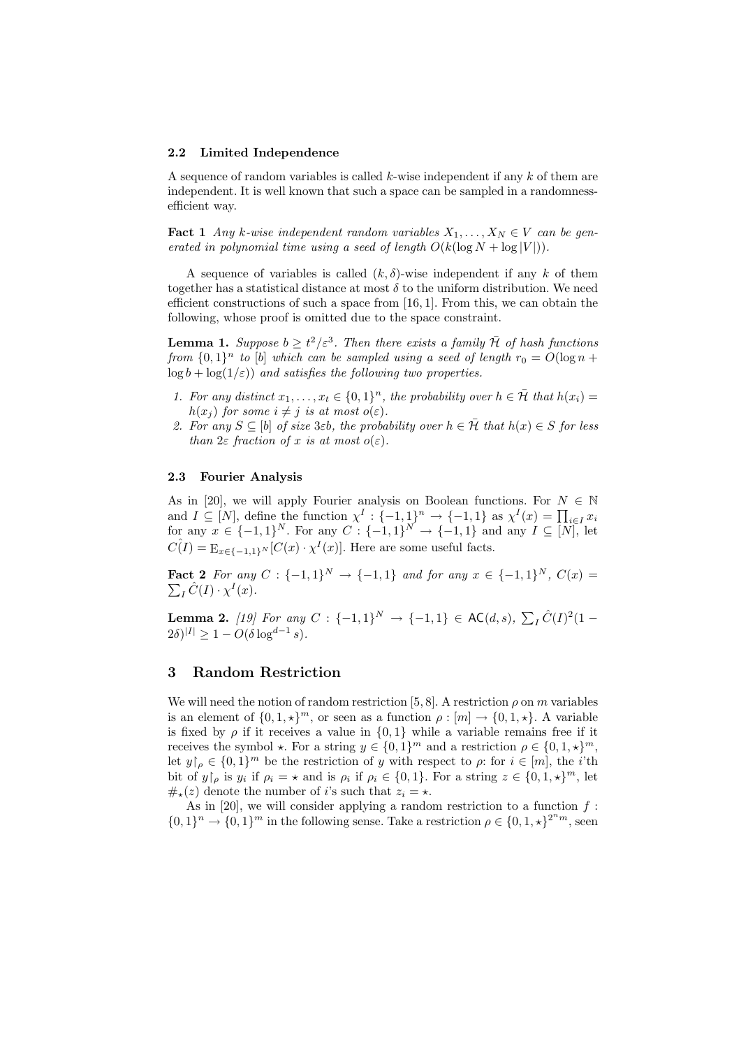### 2.2 Limited Independence

A sequence of random variables is called $k$-wise independent if any $k$ of them are independent. It is well known that such a space can be sampled in a randomness-efficient way.

**Fact 1** *Any $k$-wise independent random variables $X_1, \ldots, X_N \in V$ can be generated in polynomial time using a seed of length $O(k(\log N + \log |V|))$.*

A sequence of variables is called $(k, \delta)$-wise independent if any $k$ of them together has a statistical distance at most $\delta$ to the uniform distribution. We need efficient constructions of such a space from [16, 1]. From this, we can obtain the following, whose proof is omitted due to the space constraint.

**Lemma 1.** *Suppose $b \geq t^2/\varepsilon^3$. Then there exists a family $\bar{\mathcal{H}}$ of hash functions from $\{0,1\}^n$ to $[b]$ which can be sampled using a seed of length $r_0 = O(\log n + \log b + \log(1/\varepsilon))$ and satisfies the following two properties.*

1. *For any distinct $x_1, \ldots, x_t \in \{0,1\}^n$, the probability over $h \in \bar{\mathcal{H}}$ that $h(x_i) = h(x_j)$ for some $i \neq j$ is at most $o(\varepsilon)$.*
2. *For any $S \subseteq [b]$ of size $3\varepsilon b$, the probability over $h \in \bar{\mathcal{H}}$ that $h(x) \in S$ for less than $2\varepsilon$ fraction of $x$ is at most $o(\varepsilon)$.*

### 2.3 Fourier Analysis

As in [20], we will apply Fourier analysis on Boolean functions. For $N \in \mathbb{N}$ and $I \subseteq [N]$, define the function $\chi^I : \{-1,1\}^n \to \{-1,1\}$ as $\chi^I(x) = \prod_{i \in I} x_i$ for any $x \in \{-1,1\}^N$. For any $C : \{-1,1\}^N \to \{-1,1\}$ and any $I \subseteq [N]$, let $\hat{C(I)} = \mathrm{E}_{x \in \{-1,1\}^N}[C(x) \cdot \chi^I(x)]$. Here are some useful facts.

**Fact 2** *For any $C : \{-1,1\}^N \to \{-1,1\}$ and for any $x \in \{-1,1\}^N$, $C(x) = \sum_I \hat{C}(I) \cdot \chi^I(x)$.*

**Lemma 2.** *[19] For any $C : \{-1,1\}^N \to \{-1,1\} \in \mathsf{AC}(d,s)$, $\sum_I \hat{C}(I)^2(1 - 2\delta)^{|I|} \geq 1 - O(\delta \log^{d-1} s)$.*

## 3 Random Restriction

We will need the notion of random restriction [5, 8]. A restriction $\rho$ on $m$ variables is an element of $\{0,1,\star\}^m$, or seen as a function $\rho : [m] \to \{0,1,\star\}$. A variable is fixed by $\rho$ if it receives a value in $\{0,1\}$ while a variable remains free if it receives the symbol $\star$. For a string $y \in \{0,1\}^m$ and a restriction $\rho \in \{0,1,\star\}^m$, let $y\restriction_\rho \in \{0,1\}^m$ be the restriction of $y$ with respect to $\rho$: for $i \in [m]$, the $i$'th bit of $y\restriction_\rho$ is $y_i$ if $\rho_i = \star$ and is $\rho_i$ if $\rho_i \in \{0,1\}$. For a string $z \in \{0,1,\star\}^m$, let $\#_\star(z)$ denote the number of $i$'s such that $z_i = \star$.

As in [20], we will consider applying a random restriction to a function $f : \{0,1\}^n \to \{0,1\}^m$ in the following sense. Take a restriction $\rho \in \{0,1,\star\}^{2^n m}$, seen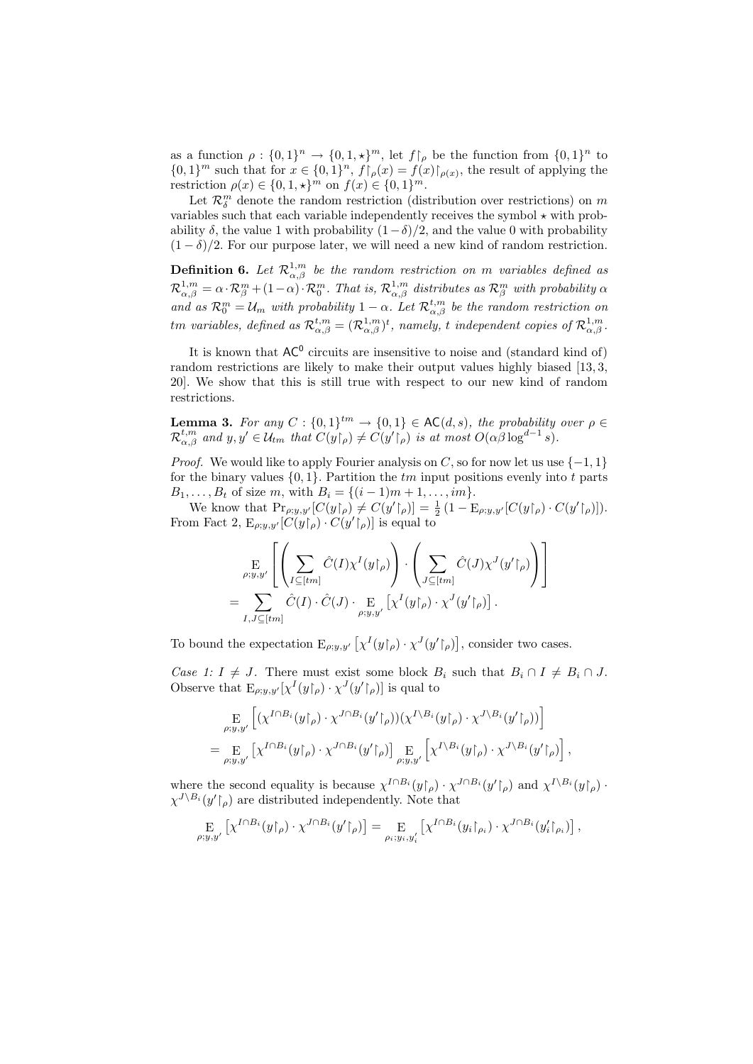as a function $\rho : \{0,1\}^n \to \{0,1,\star\}^m$, let $f\lceil_\rho$ be the function from $\{0,1\}^n$ to $\{0,1\}^m$ such that for $x \in \{0,1\}^n$, $f\lceil_\rho(x) = f(x)\lceil_{\rho(x)}$, the result of applying the restriction $\rho(x) \in \{0,1,\star\}^m$ on $f(x) \in \{0,1\}^m$.

Let $\mathcal{R}^m_\delta$ denote the random restriction (distribution over restrictions) on $m$ variables such that each variable independently receives the symbol $\star$ with probability $\delta$, the value 1 with probability $(1-\delta)/2$, and the value 0 with probability $(1-\delta)/2$. For our purpose later, we will need a new kind of random restriction.

**Definition 6.** *Let $\mathcal{R}^{1,m}_{\alpha,\beta}$ be the random restriction on $m$ variables defined as $\mathcal{R}^{1,m}_{\alpha,\beta} = \alpha \cdot \mathcal{R}^m_\beta + (1-\alpha) \cdot \mathcal{R}^m_0$. That is, $\mathcal{R}^{1,m}_{\alpha,\beta}$ distributes as $\mathcal{R}^m_\beta$ with probability $\alpha$ and as $\mathcal{R}^m_0 = \mathcal{U}_m$ with probability $1-\alpha$. Let $\mathcal{R}^{t,m}_{\alpha,\beta}$ be the random restriction on $tm$ variables, defined as $\mathcal{R}^{t,m}_{\alpha,\beta} = (\mathcal{R}^{1,m}_{\alpha,\beta})^t$, namely, $t$ independent copies of $\mathcal{R}^{1,m}_{\alpha,\beta}$.*

It is known that $\mathsf{AC}^0$ circuits are insensitive to noise and (standard kind of) random restrictions are likely to make their output values highly biased [13, 3, 20]. We show that this is still true with respect to our new kind of random restrictions.

**Lemma 3.** *For any $C : \{0,1\}^{tm} \to \{0,1\} \in \mathsf{AC}(d,s)$, the probability over $\rho \in \mathcal{R}^{t,m}_{\alpha,\beta}$ and $y, y' \in \mathcal{U}_{tm}$ that $C(y\lceil_\rho) \neq C(y'\lceil_\rho)$ is at most $O(\alpha\beta \log^{d-1} s)$.*

*Proof.* We would like to apply Fourier analysis on $C$, so for now let us use $\{-1,1\}$ for the binary values $\{0,1\}$. Partition the $tm$ input positions evenly into $t$ parts $B_1, \ldots, B_t$ of size $m$, with $B_i = \{(i-1)m+1, \ldots, im\}$.

We know that $\Pr_{\rho;y,y'}[C(y\lceil_\rho) \neq C(y'\lceil_\rho)] = \frac{1}{2}\left(1 - \mathrm{E}_{\rho;y,y'}[C(y\lceil_\rho) \cdot C(y'\lceil_\rho)]\right)$. From Fact 2, $\mathrm{E}_{\rho;y,y'}[C(y\lceil_\rho) \cdot C(y'\lceil_\rho)]$ is equal to

$$\mathop{\mathrm{E}}_{\rho;y,y'}\left[\left(\sum_{I \subseteq [tm]} \hat{C}(I)\chi^I(y\lceil_\rho)\right) \cdot \left(\sum_{J \subseteq [tm]} \hat{C}(J)\chi^J(y'\lceil_\rho)\right)\right]$$
$$= \sum_{I,J \subseteq [tm]} \hat{C}(I) \cdot \hat{C}(J) \cdot \mathop{\mathrm{E}}_{\rho;y,y'}\left[\chi^I(y\lceil_\rho) \cdot \chi^J(y'\lceil_\rho)\right].$$

To bound the expectation $\mathrm{E}_{\rho;y,y'}\left[\chi^I(y\lceil_\rho) \cdot \chi^J(y'\lceil_\rho)\right]$, consider two cases.

*Case 1: $I \neq J$.* There must exist some block $B_i$ such that $B_i \cap I \neq B_i \cap J$. Observe that $\mathrm{E}_{\rho;y,y'}[\chi^I(y\lceil_\rho) \cdot \chi^J(y'\lceil_\rho)]$ is qual to

$$\mathop{\mathrm{E}}_{\rho;y,y'}\left[(\chi^{I\cap B_i}(y\lceil_\rho) \cdot \chi^{J\cap B_i}(y'\lceil_\rho))(\chi^{I\setminus B_i}(y\lceil_\rho) \cdot \chi^{J\setminus B_i}(y'\lceil_\rho))\right]$$
$$= \mathop{\mathrm{E}}_{\rho;y,y'}\left[\chi^{I\cap B_i}(y\lceil_\rho) \cdot \chi^{J\cap B_i}(y'\lceil_\rho)\right] \mathop{\mathrm{E}}_{\rho;y,y'}\left[\chi^{I\setminus B_i}(y\lceil_\rho) \cdot \chi^{J\setminus B_i}(y'\lceil_\rho)\right],$$

where the second equality is because $\chi^{I\cap B_i}(y\lceil_\rho) \cdot \chi^{J\cap B_i}(y'\lceil_\rho)$ and $\chi^{I\setminus B_i}(y\lceil_\rho) \cdot \chi^{J\setminus B_i}(y'\lceil_\rho)$ are distributed independently. Note that

$$\mathop{\mathrm{E}}_{\rho;y,y'}\left[\chi^{I\cap B_i}(y\lceil_\rho) \cdot \chi^{J\cap B_i}(y'\lceil_\rho)\right] = \mathop{\mathrm{E}}_{\rho_i;y_i,y'_i}\left[\chi^{I\cap B_i}(y_i\lceil_{\rho_i}) \cdot \chi^{J\cap B_i}(y'_i\lceil_{\rho_i})\right],$$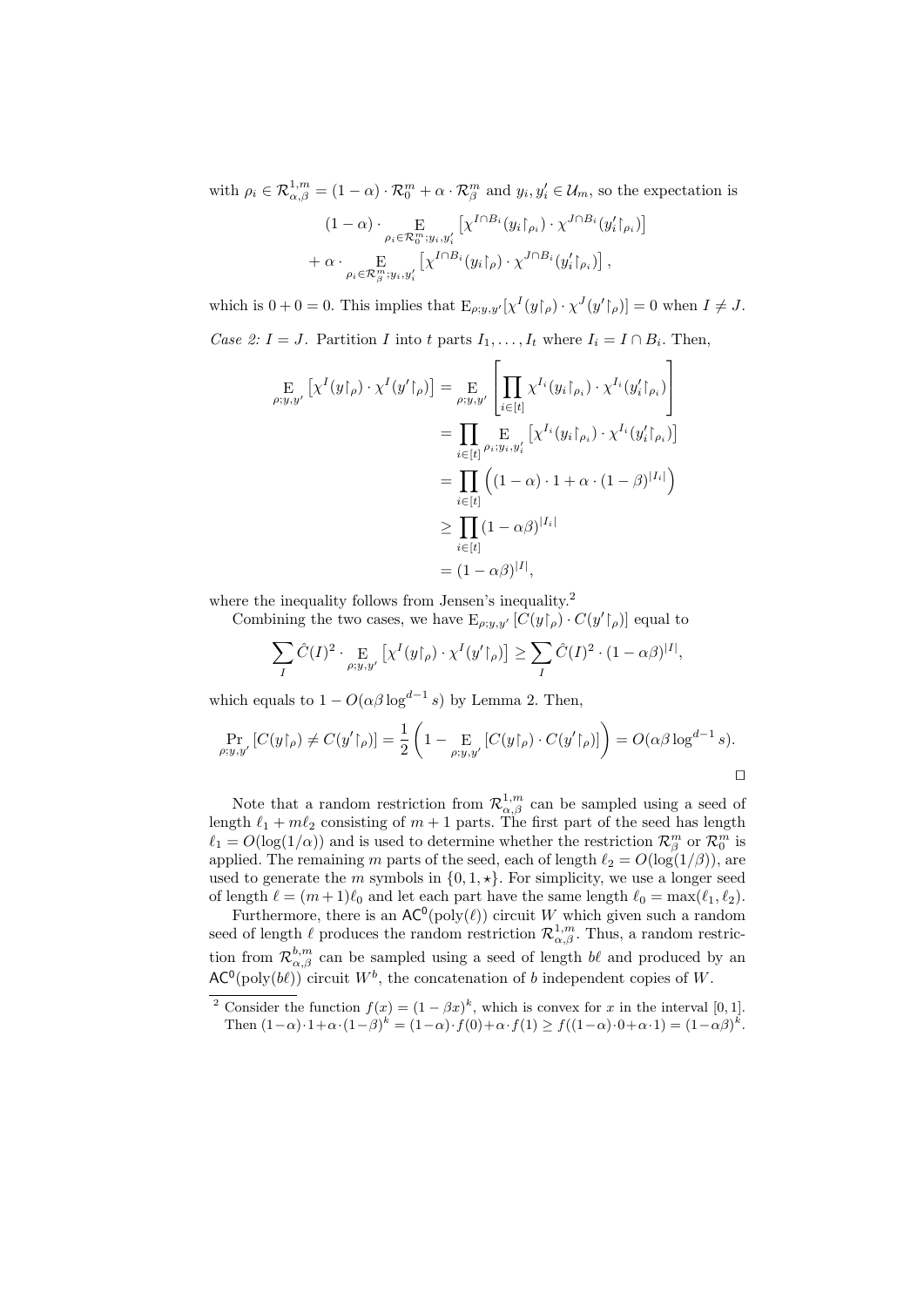with $\rho_i \in \mathcal{R}^{1,m}_{\alpha,\beta} = (1-\alpha)\cdot\mathcal{R}^m_0 + \alpha\cdot\mathcal{R}^m_\beta$ and $y_i, y'_i \in \mathcal{U}_m$, so the expectation is

$$(1-\alpha)\cdot \mathop{\mathrm{E}}_{\rho_i\in\mathcal{R}^m_0;y_i,y'_i}\left[\chi^{I\cap B_i}(y_i\restriction_{\rho_i})\cdot\chi^{J\cap B_i}(y'_i\restriction_{\rho_i})\right]$$
$$+\,\alpha\cdot \mathop{\mathrm{E}}_{\rho_i\in\mathcal{R}^m_\beta;y_i,y'_i}\left[\chi^{I\cap B_i}(y_i\restriction_{\rho})\cdot\chi^{J\cap B_i}(y'_i\restriction_{\rho_i})\right],$$

which is $0+0=0$. This implies that $\mathrm{E}_{\rho;y,y'}[\chi^I(y\restriction_\rho)\cdot\chi^J(y'\restriction_\rho)] = 0$ when $I \neq J$.

*Case 2: $I = J$.* Partition $I$ into $t$ parts $I_1,\ldots,I_t$ where $I_i = I\cap B_i$. Then,

$$\begin{aligned}
\mathop{\mathrm{E}}_{\rho;y,y'}\left[\chi^I(y\restriction_\rho)\cdot\chi^I(y'\restriction_\rho)\right] &= \mathop{\mathrm{E}}_{\rho;y,y'}\left[\prod_{i\in[t]}\chi^{I_i}(y_i\restriction_{\rho_i})\cdot\chi^{I_i}(y'_i\restriction_{\rho_i})\right]\\
&= \prod_{i\in[t]}\mathop{\mathrm{E}}_{\rho_i;y_i,y'_i}\left[\chi^{I_i}(y_i\restriction_{\rho_i})\cdot\chi^{I_i}(y'_i\restriction_{\rho_i})\right]\\
&= \prod_{i\in[t]}\left((1-\alpha)\cdot 1+\alpha\cdot(1-\beta)^{|I_i|}\right)\\
&\geq \prod_{i\in[t]}(1-\alpha\beta)^{|I_i|}\\
&= (1-\alpha\beta)^{|I|},
\end{aligned}$$

where the inequality follows from Jensen's inequality.[2]

Combining the two cases, we have $\mathrm{E}_{\rho;y,y'}\left[C(y\restriction_\rho)\cdot C(y'\restriction_\rho)\right]$ equal to

$$\sum_I \hat{C}(I)^2\cdot \mathop{\mathrm{E}}_{\rho;y,y'}\left[\chi^I(y\restriction_\rho)\cdot\chi^I(y'\restriction_\rho)\right] \geq \sum_I \hat{C}(I)^2\cdot(1-\alpha\beta)^{|I|},$$

which equals to $1 - O(\alpha\beta\log^{d-1}s)$ by Lemma 2. Then,

$$\Pr_{\rho;y,y'}\left[C(y\restriction_\rho)\neq C(y'\restriction_\rho)\right] = \frac{1}{2}\left(1-\mathop{\mathrm{E}}_{\rho;y,y'}\left[C(y\restriction_\rho)\cdot C(y'\restriction_\rho)\right]\right) = O(\alpha\beta\log^{d-1}s).$$

□

Note that a random restriction from $\mathcal{R}^{1,m}_{\alpha,\beta}$ can be sampled using a seed of length $\ell_1 + m\ell_2$ consisting of $m+1$ parts. The first part of the seed has length $\ell_1 = O(\log(1/\alpha))$ and is used to determine whether the restriction $\mathcal{R}^m_\beta$ or $\mathcal{R}^m_0$ is applied. The remaining $m$ parts of the seed, each of length $\ell_2 = O(\log(1/\beta))$, are used to generate the $m$ symbols in $\{0,1,\star\}$. For simplicity, we use a longer seed of length $\ell = (m+1)\ell_0$ and let each part have the same length $\ell_0 = \max(\ell_1,\ell_2)$.

Furthermore, there is an $\mathsf{AC}^0(\mathrm{poly}(\ell))$ circuit $W$ which given such a random seed of length $\ell$ produces the random restriction $\mathcal{R}^{1,m}_{\alpha,\beta}$. Thus, a random restriction from $\mathcal{R}^{b,m}_{\alpha,\beta}$ can be sampled using a seed of length $b\ell$ and produced by an $\mathsf{AC}^0(\mathrm{poly}(b\ell))$ circuit $W^b$, the concatenation of $b$ independent copies of $W$.

[2] Consider the function $f(x) = (1-\beta x)^k$, which is convex for $x$ in the interval $[0,1]$. Then $(1-\alpha)\cdot 1+\alpha\cdot(1-\beta)^k = (1-\alpha)\cdot f(0)+\alpha\cdot f(1) \geq f((1-\alpha)\cdot 0+\alpha\cdot 1) = (1-\alpha\beta)^k$.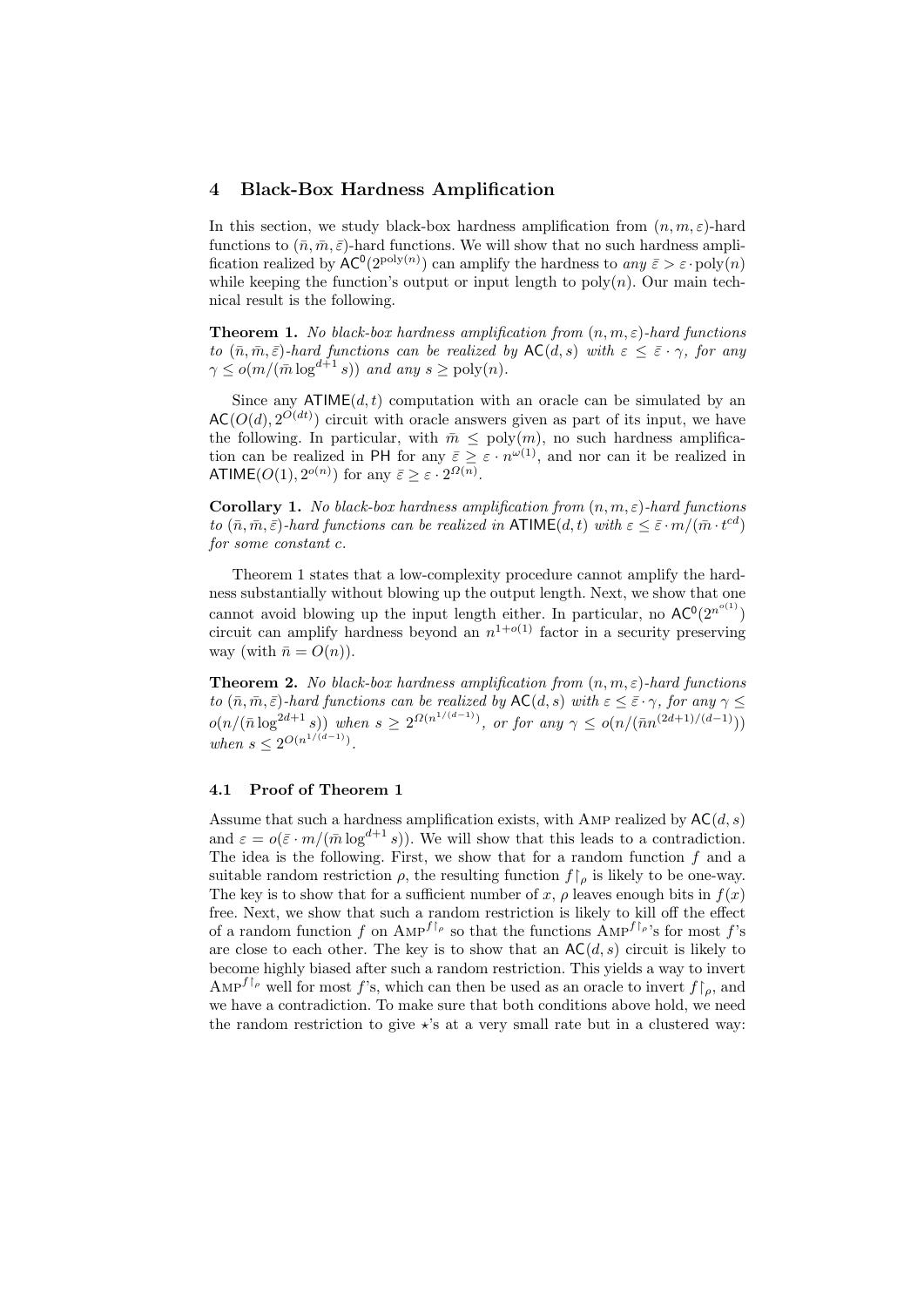## 4 Black-Box Hardness Amplification

In this section, we study black-box hardness amplification from $(n, m, \varepsilon)$-hard functions to $(\bar{n}, \bar{m}, \bar{\varepsilon})$-hard functions. We will show that no such hardness amplification realized by $\mathsf{AC}^0(2^{\text{poly}(n)})$ can amplify the hardness to *any* $\bar{\varepsilon} > \varepsilon \cdot \text{poly}(n)$ while keeping the function's output or input length to $\text{poly}(n)$. Our main technical result is the following.

**Theorem 1.** *No black-box hardness amplification from $(n, m, \varepsilon)$-hard functions to $(\bar{n}, \bar{m}, \bar{\varepsilon})$-hard functions can be realized by $\mathsf{AC}(d, s)$ with $\varepsilon \leq \bar{\varepsilon} \cdot \gamma$, for any $\gamma \leq o(m/(\bar{m} \log^{d+1} s))$ and any $s \geq \text{poly}(n)$.*

Since any $\mathsf{ATIME}(d, t)$ computation with an oracle can be simulated by an $\mathsf{AC}(O(d), 2^{O(dt)})$ circuit with oracle answers given as part of its input, we have the following. In particular, with $\bar{m} \leq \text{poly}(m)$, no such hardness amplification can be realized in $\mathsf{PH}$ for any $\bar{\varepsilon} \geq \varepsilon \cdot n^{\omega(1)}$, and nor can it be realized in $\mathsf{ATIME}(O(1), 2^{o(n)})$ for any $\bar{\varepsilon} \geq \varepsilon \cdot 2^{\Omega(n)}$.

**Corollary 1.** *No black-box hardness amplification from $(n, m, \varepsilon)$-hard functions to $(\bar{n}, \bar{m}, \bar{\varepsilon})$-hard functions can be realized in $\mathsf{ATIME}(d, t)$ with $\varepsilon \leq \bar{\varepsilon} \cdot m/(\bar{m} \cdot t^{cd})$ for some constant $c$.*

Theorem 1 states that a low-complexity procedure cannot amplify the hardness substantially without blowing up the output length. Next, we show that one cannot avoid blowing up the input length either. In particular, no $\mathsf{AC}^0(2^{n^{o(1)}})$ circuit can amplify hardness beyond an $n^{1+o(1)}$ factor in a security preserving way (with $\bar{n} = O(n)$).

**Theorem 2.** *No black-box hardness amplification from $(n, m, \varepsilon)$-hard functions to $(\bar{n}, \bar{m}, \bar{\varepsilon})$-hard functions can be realized by $\mathsf{AC}(d, s)$ with $\varepsilon \leq \bar{\varepsilon} \cdot \gamma$, for any $\gamma \leq o(n/(\bar{n} \log^{2d+1} s))$ when $s \geq 2^{\Omega(n^{1/(d-1)})}$, or for any $\gamma \leq o(n/(\bar{n} n^{(2d+1)/(d-1)}))$ when $s \leq 2^{O(n^{1/(d-1)})}$.*

### 4.1 Proof of Theorem 1

Assume that such a hardness amplification exists, with AMP realized by $\mathsf{AC}(d, s)$ and $\varepsilon = o(\bar{\varepsilon} \cdot m/(\bar{m} \log^{d+1} s))$. We will show that this leads to a contradiction. The idea is the following. First, we show that for a random function $f$ and a suitable random restriction $\rho$, the resulting function $f\lceil_\rho$ is likely to be one-way. The key is to show that for a sufficient number of $x$, $\rho$ leaves enough bits in $f(x)$ free. Next, we show that such a random restriction is likely to kill off the effect of a random function $f$ on $\text{AMP}^{f\lceil_\rho}$ so that the functions $\text{AMP}^{f\lceil_\rho}$'s for most $f$'s are close to each other. The key is to show that an $\mathsf{AC}(d, s)$ circuit is likely to become highly biased after such a random restriction. This yields a way to invert $\text{AMP}^{f\lceil_\rho}$ well for most $f$'s, which can then be used as an oracle to invert $f\lceil_\rho$, and we have a contradiction. To make sure that both conditions above hold, we need the random restriction to give $\star$'s at a very small rate but in a clustered way: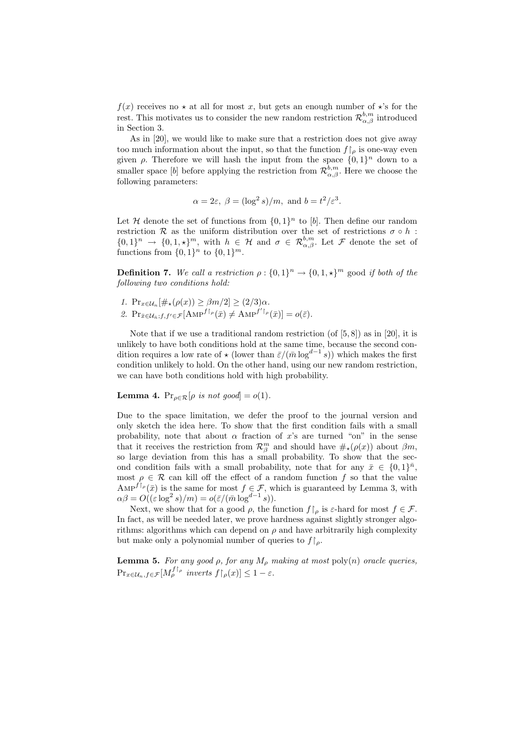$f(x)$ receives no $\star$ at all for most $x$, but gets an enough number of $\star$'s for the rest. This motivates us to consider the new random restriction $\mathcal{R}^{b,m}_{\alpha,\beta}$ introduced in Section 3.

As in [20], we would like to make sure that a restriction does not give away too much information about the input, so that the function $f\lceil_\rho$ is one-way even given $\rho$. Therefore we will hash the input from the space $\{0,1\}^n$ down to a smaller space $[b]$ before applying the restriction from $\mathcal{R}^{b,m}_{\alpha,\beta}$. Here we choose the following parameters:

$$\alpha = 2\varepsilon,\ \beta = (\log^2 s)/m, \text{ and } b = t^2/\varepsilon^3.$$

Let $\mathcal{H}$ denote the set of functions from $\{0,1\}^n$ to $[b]$. Then define our random restriction $\mathcal{R}$ as the uniform distribution over the set of restrictions $\sigma \circ h : \{0,1\}^n \to \{0,1,\star\}^m$, with $h \in \mathcal{H}$ and $\sigma \in \mathcal{R}^{b,m}_{\alpha,\beta}$. Let $\mathcal{F}$ denote the set of functions from $\{0,1\}^n$ to $\{0,1\}^m$.

**Definition 7.** *We call a restriction $\rho : \{0,1\}^n \to \{0,1,\star\}^m$ good if both of the following two conditions hold:*

1. $\Pr_{x \in \mathcal{U}_n}[\#_\star(\rho(x)) \geq \beta m/2] \geq (2/3)\alpha$.
2. $\Pr_{\bar{x} \in \mathcal{U}_{\bar{n}}; f, f' \in \mathcal{F}}[\text{AMP}^{f\lceil_\rho}(\bar{x}) \neq \text{AMP}^{f'\lceil_\rho}(\bar{x})] = o(\bar{\varepsilon})$.

Note that if we use a traditional random restriction (of [5, 8]) as in [20], it is unlikely to have both conditions hold at the same time, because the second condition requires a low rate of $\star$ (lower than $\bar{\varepsilon}/(\bar{m} \log^{d-1} s)$) which makes the first condition unlikely to hold. On the other hand, using our new random restriction, we can have both conditions hold with high probability.

**Lemma 4.** $\Pr_{\rho \in \mathcal{R}}[\rho$ *is not good*$] = o(1)$.

Due to the space limitation, we defer the proof to the journal version and only sketch the idea here. To show that the first condition fails with a small probability, note that about $\alpha$ fraction of $x$'s are turned "on" in the sense that it receives the restriction from $\mathcal{R}^m_\beta$ and should have $\#_\star(\rho(x))$ about $\beta m$, so large deviation from this has a small probability. To show that the second condition fails with a small probability, note that for any $\bar{x} \in \{0,1\}^{\bar{n}}$, most $\rho \in \mathcal{R}$ can kill off the effect of a random function $f$ so that the value $\text{AMP}^{f\lceil_\rho}(\bar{x})$ is the same for most $f \in \mathcal{F}$, which is guaranteed by Lemma 3, with $\alpha\beta = O((\varepsilon \log^2 s)/m) = o(\bar{\varepsilon}/(\bar{m} \log^{d-1} s))$.

Next, we show that for a good $\rho$, the function $f\lceil_\rho$ is $\varepsilon$-hard for most $f \in \mathcal{F}$. In fact, as will be needed later, we prove hardness against slightly stronger algorithms: algorithms which can depend on $\rho$ and have arbitrarily high complexity but make only a polynomial number of queries to $f\lceil_\rho$.

**Lemma 5.** *For any good $\rho$, for any $M_\rho$ making at most* $\text{poly}(n)$ *oracle queries,* $\Pr_{x \in \mathcal{U}_n, f \in \mathcal{F}}[M^{f\lceil_\rho}_\rho$ *inverts* $f\lceil_\rho(x)] \leq 1 - \varepsilon$.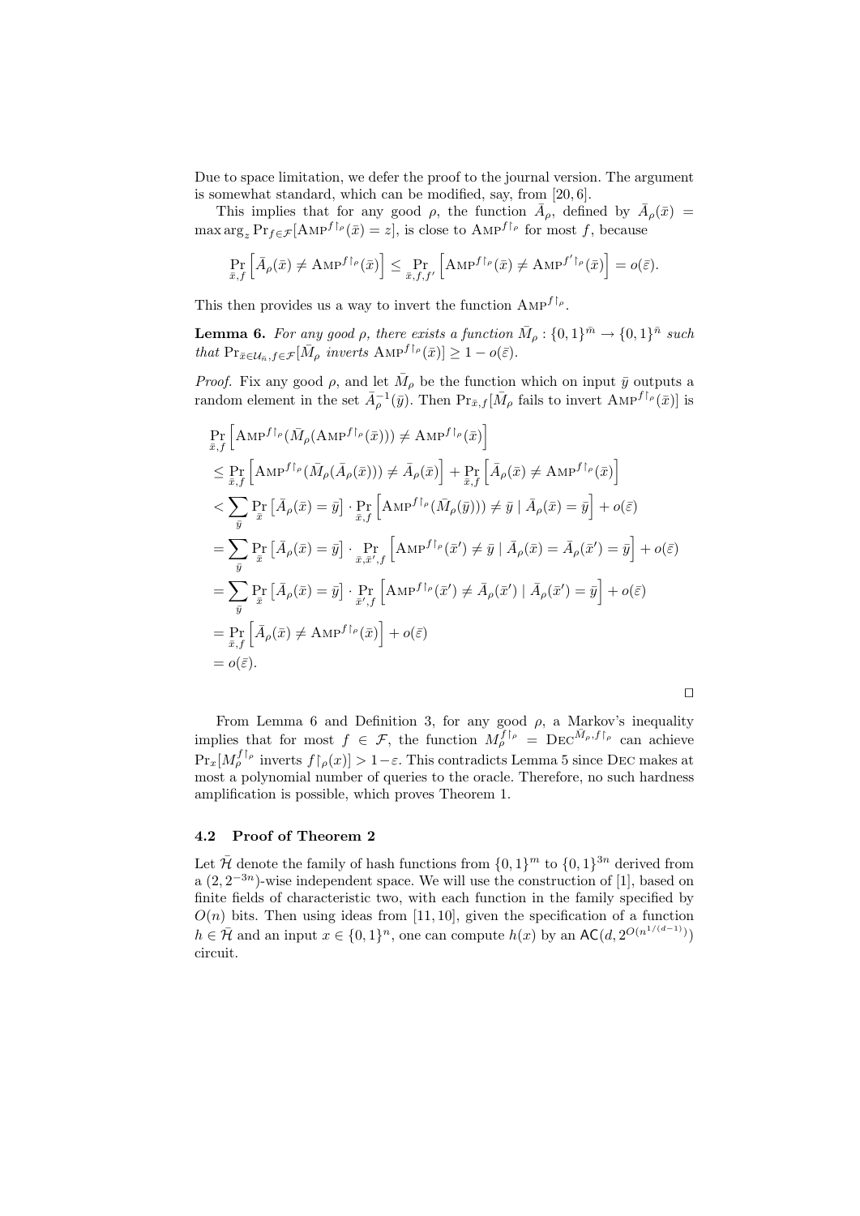Due to space limitation, we defer the proof to the journal version. The argument is somewhat standard, which can be modified, say, from [20, 6].

This implies that for any good $\rho$, the function $\bar{A}_\rho$, defined by $\bar{A}_\rho(\bar{x}) = \max\arg_z \Pr_{f\in\mathcal{F}}[\textsc{Amp}^{f\restriction_\rho}(\bar{x}) = z]$, is close to $\textsc{Amp}^{f\restriction_\rho}$ for most $f$, because

$$\Pr_{\bar{x},f}\left[\bar{A}_\rho(\bar{x}) \neq \textsc{Amp}^{f\restriction_\rho}(\bar{x})\right] \leq \Pr_{\bar{x},f,f'}\left[\textsc{Amp}^{f\restriction_\rho}(\bar{x}) \neq \textsc{Amp}^{f'\restriction_\rho}(\bar{x})\right] = o(\bar{\varepsilon}).$$

This then provides us a way to invert the function $\textsc{Amp}^{f\restriction_\rho}$.

**Lemma 6.** *For any good $\rho$, there exists a function $\bar{M}_\rho : \{0,1\}^{\bar{m}} \to \{0,1\}^{\bar{n}}$ such that $\Pr_{\bar{x}\in\mathcal{U}_{\bar{n}},f\in\mathcal{F}}[\bar{M}_\rho$ inverts $\textsc{Amp}^{f\restriction_\rho}(\bar{x})] \geq 1 - o(\bar{\varepsilon})$.*

*Proof.* Fix any good $\rho$, and let $\bar{M}_\rho$ be the function which on input $\bar{y}$ outputs a random element in the set $\bar{A}_\rho^{-1}(\bar{y})$. Then $\Pr_{\bar{x},f}[\bar{M}_\rho$ fails to invert $\textsc{Amp}^{f\restriction_\rho}(\bar{x})]$ is

$$\begin{aligned}
&\Pr_{\bar{x},f}\left[\textsc{Amp}^{f\restriction_\rho}(\bar{M}_\rho(\textsc{Amp}^{f\restriction_\rho}(\bar{x}))) \neq \textsc{Amp}^{f\restriction_\rho}(\bar{x})\right] \\
&\leq \Pr_{\bar{x},f}\left[\textsc{Amp}^{f\restriction_\rho}(\bar{M}_\rho(\bar{A}_\rho(\bar{x}))) \neq \bar{A}_\rho(\bar{x})\right] + \Pr_{\bar{x},f}\left[\bar{A}_\rho(\bar{x}) \neq \textsc{Amp}^{f\restriction_\rho}(\bar{x})\right] \\
&< \sum_{\bar{y}} \Pr_{\bar{x}}\left[\bar{A}_\rho(\bar{x}) = \bar{y}\right] \cdot \Pr_{\bar{x},f}\left[\textsc{Amp}^{f\restriction_\rho}(\bar{M}_\rho(\bar{y}))) \neq \bar{y} \mid \bar{A}_\rho(\bar{x}) = \bar{y}\right] + o(\bar{\varepsilon}) \\
&= \sum_{\bar{y}} \Pr_{\bar{x}}\left[\bar{A}_\rho(\bar{x}) = \bar{y}\right] \cdot \Pr_{\bar{x},\bar{x}',f}\left[\textsc{Amp}^{f\restriction_\rho}(\bar{x}') \neq \bar{y} \mid \bar{A}_\rho(\bar{x}) = \bar{A}_\rho(\bar{x}') = \bar{y}\right] + o(\bar{\varepsilon}) \\
&= \sum_{\bar{y}} \Pr_{\bar{x}}\left[\bar{A}_\rho(\bar{x}) = \bar{y}\right] \cdot \Pr_{\bar{x}',f}\left[\textsc{Amp}^{f\restriction_\rho}(\bar{x}') \neq \bar{A}_\rho(\bar{x}') \mid \bar{A}_\rho(\bar{x}') = \bar{y}\right] + o(\bar{\varepsilon}) \\
&= \Pr_{\bar{x},f}\left[\bar{A}_\rho(\bar{x}) \neq \textsc{Amp}^{f\restriction_\rho}(\bar{x})\right] + o(\bar{\varepsilon}) \\
&= o(\bar{\varepsilon}).
\end{aligned}$$

$\square$

From Lemma 6 and Definition 3, for any good $\rho$, a Markov's inequality implies that for most $f \in \mathcal{F}$, the function $M_\rho^{f\restriction_\rho} = \textsc{Dec}^{\bar{M}_\rho, f\restriction_\rho}$ can achieve $\Pr_x[M_\rho^{f\restriction_\rho}$ inverts $f\restriction_\rho(x)] > 1-\varepsilon$. This contradicts Lemma 5 since $\textsc{Dec}$ makes at most a polynomial number of queries to the oracle. Therefore, no such hardness amplification is possible, which proves Theorem 1.

### 4.2 Proof of Theorem 2

Let $\bar{\mathcal{H}}$ denote the family of hash functions from $\{0,1\}^m$ to $\{0,1\}^{3n}$ derived from a $(2, 2^{-3n})$-wise independent space. We will use the construction of [1], based on finite fields of characteristic two, with each function in the family specified by $O(n)$ bits. Then using ideas from [11, 10], given the specification of a function $h \in \bar{\mathcal{H}}$ and an input $x \in \{0,1\}^n$, one can compute $h(x)$ by an $\mathsf{AC}(d, 2^{O(n^{1/(d-1)})})$ circuit.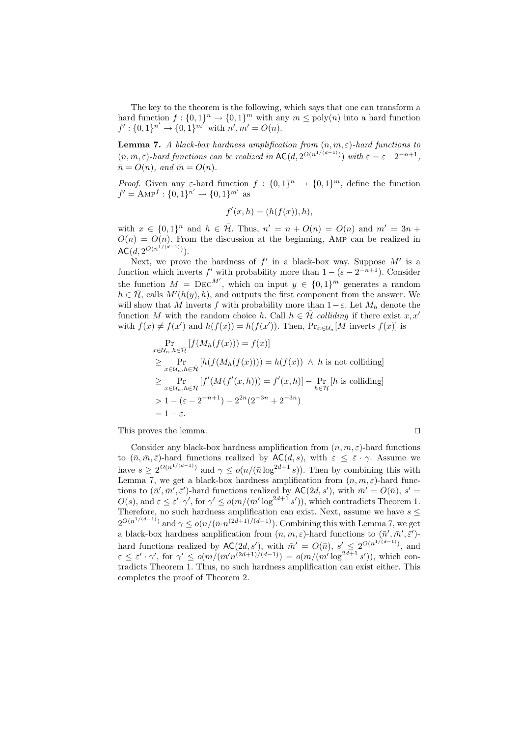The key to the theorem is the following, which says that one can transform a hard function $f : \{0,1\}^n \to \{0,1\}^m$ with any $m \leq \text{poly}(n)$ into a hard function $f' : \{0,1\}^{n'} \to \{0,1\}^{m'}$ with $n', m' = O(n)$.

**Lemma 7.** *A black-box hardness amplification from $(n, m, \varepsilon)$-hard functions to $(\bar{n}, \bar{m}, \bar{\varepsilon})$-hard functions can be realized in $\mathsf{AC}(d, 2^{O(n^{1/(d-1)})})$ with $\bar{\varepsilon} = \varepsilon - 2^{-n+1}$, $\bar{n} = O(n)$, and $\bar{m} = O(n)$.*

*Proof.* Given any $\varepsilon$-hard function $f : \{0,1\}^n \to \{0,1\}^m$, define the function $f' = \textsc{Amp}^f : \{0,1\}^{n'} \to \{0,1\}^{m'}$ as

$$f'(x, h) = (h(f(x)), h),$$

with $x \in \{0,1\}^n$ and $h \in \bar{\mathcal{H}}$. Thus, $n' = n + O(n) = O(n)$ and $m' = 3n + O(n) = O(n)$. From the discussion at the beginning, $\textsc{Amp}$ can be realized in $\mathsf{AC}(d, 2^{O(n^{1/(d-1)})})$.

Next, we prove the hardness of $f'$ in a black-box way. Suppose $M'$ is a function which inverts $f'$ with probability more than $1 - (\varepsilon - 2^{-n+1})$. Consider the function $M = \textsc{Dec}^{M'}$, which on input $y \in \{0,1\}^m$ generates a random $h \in \bar{\mathcal{H}}$, calls $M'(h(y), h)$, and outputs the first component from the answer. We will show that $M$ inverts $f$ with probability more than $1 - \varepsilon$. Let $M_h$ denote the function $M$ with the random choice $h$. Call $h \in \bar{\mathcal{H}}$ *colliding* if there exist $x, x'$ with $f(x) \neq f(x')$ and $h(f(x)) = h(f(x'))$. Then, $\Pr_{x \in \mathcal{U}_n}[M \text{ inverts } f(x)]$ is

$$
\begin{aligned}
&\Pr_{x \in \mathcal{U}_n, h \in \bar{\mathcal{H}}}[f(M_h(f(x))) = f(x)] \\
&\geq \Pr_{x \in \mathcal{U}_n, h \in \bar{\mathcal{H}}}[h(f(M_h(f(x)))) = h(f(x)) \ \wedge \ h \text{ is not colliding}] \\
&\geq \Pr_{x \in \mathcal{U}_n, h \in \bar{\mathcal{H}}}[f'(M(f'(x,h))) = f'(x,h)] - \Pr_{h \in \bar{\mathcal{H}}}[h \text{ is colliding}] \\
&> 1 - (\varepsilon - 2^{-n+1}) - 2^{2n}(2^{-3n} + 2^{-3n}) \\
&= 1 - \varepsilon.
\end{aligned}
$$

This proves the lemma. $\square$

Consider any black-box hardness amplification from $(n, m, \varepsilon)$-hard functions to $(\bar{n}, \bar{m}, \bar{\varepsilon})$-hard functions realized by $\mathsf{AC}(d, s)$, with $\varepsilon \leq \bar{\varepsilon} \cdot \gamma$. Assume we have $s \geq 2^{\Omega(n^{1/(d-1)})}$ and $\gamma \leq o(n/(\bar{n} \log^{2d+1} s))$. Then by combining this with Lemma 7, we get a black-box hardness amplification from $(n, m, \varepsilon)$-hard functions to $(\bar{n}', \bar{m}', \bar{\varepsilon}')$-hard functions realized by $\mathsf{AC}(2d, s')$, with $\bar{m}' = O(\bar{n})$, $s' = O(s)$, and $\varepsilon \leq \bar{\varepsilon}' \cdot \gamma'$, for $\gamma' \leq o(m/(\bar{m}' \log^{2d+1} s'))$, which contradicts Theorem 1. Therefore, no such hardness amplification can exist. Next, assume we have $s \leq 2^{O(n^{1/(d-1)})}$ and $\gamma \leq o(n/(\bar{n} \cdot n^{(2d+1)/(d-1)})$. Combining this with Lemma 7, we get a black-box hardness amplification from $(n, m, \varepsilon)$-hard functions to $(\bar{n}', \bar{m}', \bar{\varepsilon}')$-hard functions realized by $\mathsf{AC}(2d, s')$, with $\bar{m}' = O(\bar{n})$, $s' \leq 2^{O(n^{1/(d-1)})}$, and $\varepsilon \leq \bar{\varepsilon}' \cdot \gamma'$, for $\gamma' \leq o(m/(\bar{m}' n^{(2d+1)/(d-1)}) = o(m/(\bar{m}' \log^{2d+1} s'))$, which contradicts Theorem 1. Thus, no such hardness amplification can exist either. This completes the proof of Theorem 2.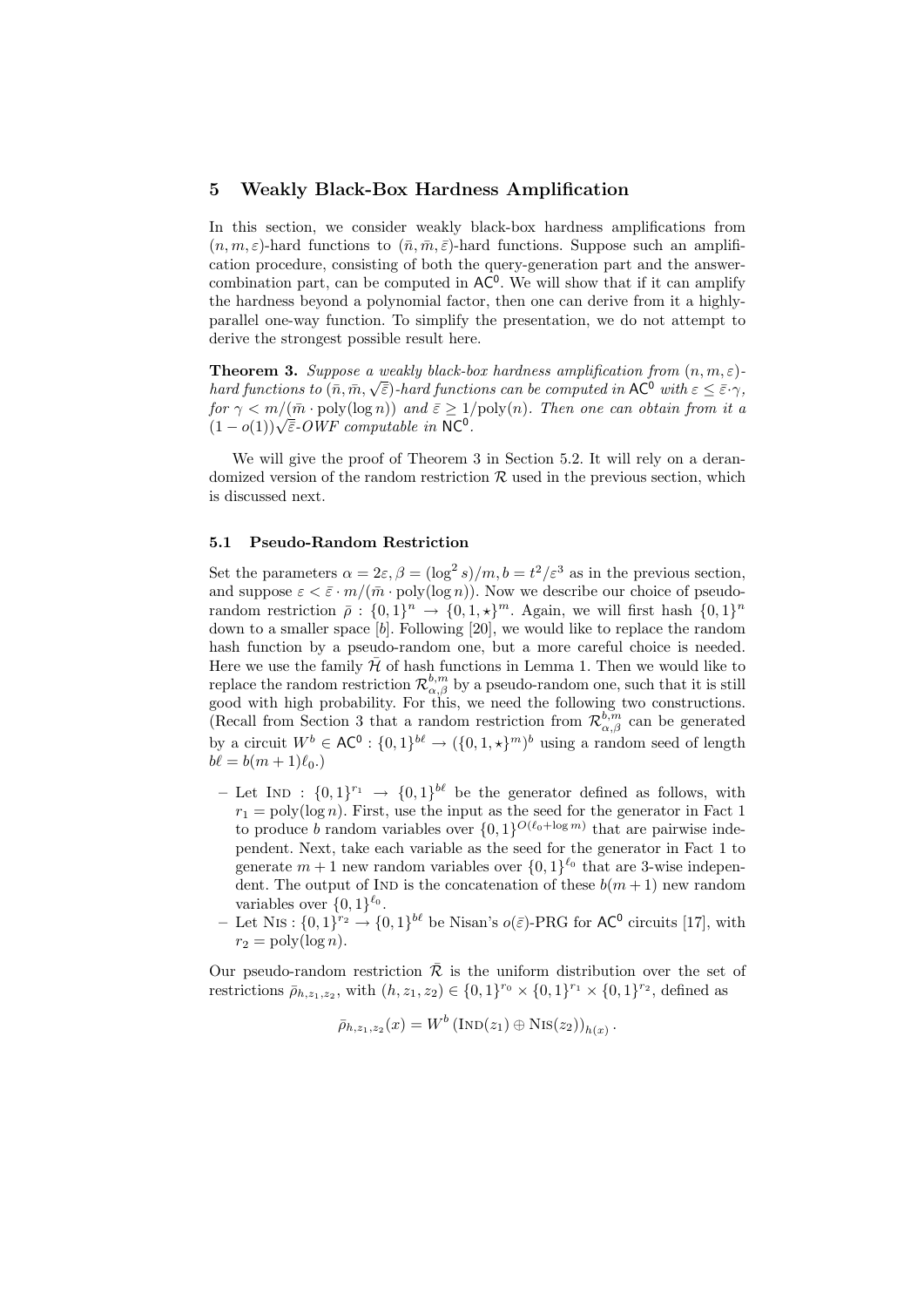## 5 Weakly Black-Box Hardness Amplification

In this section, we consider weakly black-box hardness amplifications from $(n, m, \varepsilon)$-hard functions to $(\bar{n}, \bar{m}, \bar{\varepsilon})$-hard functions. Suppose such an amplification procedure, consisting of both the query-generation part and the answer-combination part, can be computed in $\mathsf{AC}^0$. We will show that if it can amplify the hardness beyond a polynomial factor, then one can derive from it a highly-parallel one-way function. To simplify the presentation, we do not attempt to derive the strongest possible result here.

**Theorem 3.** *Suppose a weakly black-box hardness amplification from $(n, m, \varepsilon)$-hard functions to $(\bar{n}, \bar{m}, \sqrt{\bar{\varepsilon}})$-hard functions can be computed in $\mathsf{AC}^0$ with $\varepsilon \leq \bar{\varepsilon} \cdot \gamma$, for $\gamma < m/(\bar{m} \cdot \mathrm{poly}(\log n))$ and $\bar{\varepsilon} \geq 1/\mathrm{poly}(n)$. Then one can obtain from it a $(1 - o(1))\sqrt{\bar{\varepsilon}}$-OWF computable in $\mathsf{NC}^0$.*

We will give the proof of Theorem 3 in Section 5.2. It will rely on a derandomized version of the random restriction $\mathcal{R}$ used in the previous section, which is discussed next.

### 5.1 Pseudo-Random Restriction

Set the parameters $\alpha = 2\varepsilon, \beta = (\log^2 s)/m, b = t^2/\varepsilon^3$ as in the previous section, and suppose $\varepsilon < \bar{\varepsilon} \cdot m/(\bar{m} \cdot \mathrm{poly}(\log n))$. Now we describe our choice of pseudo-random restriction $\bar{\rho} : \{0,1\}^n \to \{0, 1, \star\}^m$. Again, we will first hash $\{0,1\}^n$ down to a smaller space $[b]$. Following [20], we would like to replace the random hash function by a pseudo-random one, but a more careful choice is needed. Here we use the family $\bar{\mathcal{H}}$ of hash functions in Lemma 1. Then we would like to replace the random restriction $\mathcal{R}^{b,m}_{\alpha,\beta}$ by a pseudo-random one, such that it is still good with high probability. For this, we need the following two constructions. (Recall from Section 3 that a random restriction from $\mathcal{R}^{b,m}_{\alpha,\beta}$ can be generated by a circuit $W^b \in \mathsf{AC}^0 : \{0,1\}^{b\ell} \to (\{0, 1, \star\}^m)^b$ using a random seed of length $b\ell = b(m+1)\ell_0$.)

- Let $\textsc{Ind} : \{0,1\}^{r_1} \to \{0,1\}^{b\ell}$ be the generator defined as follows, with $r_1 = \mathrm{poly}(\log n)$. First, use the input as the seed for the generator in Fact 1 to produce $b$ random variables over $\{0,1\}^{O(\ell_0 + \log m)}$ that are pairwise independent. Next, take each variable as the seed for the generator in Fact 1 to generate $m+1$ new random variables over $\{0,1\}^{\ell_0}$ that are 3-wise independent. The output of $\textsc{Ind}$ is the concatenation of these $b(m+1)$ new random variables over $\{0,1\}^{\ell_0}$.
- Let $\textsc{Nis} : \{0,1\}^{r_2} \to \{0,1\}^{b\ell}$ be Nisan's $o(\bar{\varepsilon})$-PRG for $\mathsf{AC}^0$ circuits [17], with $r_2 = \mathrm{poly}(\log n)$.

Our pseudo-random restriction $\bar{\mathcal{R}}$ is the uniform distribution over the set of restrictions $\bar{\rho}_{h,z_1,z_2}$, with $(h, z_1, z_2) \in \{0,1\}^{r_0} \times \{0,1\}^{r_1} \times \{0,1\}^{r_2}$, defined as

$$\bar{\rho}_{h,z_1,z_2}(x) = W^b\left(\textsc{Ind}(z_1) \oplus \textsc{Nis}(z_2)\right)_{h(x)}.$$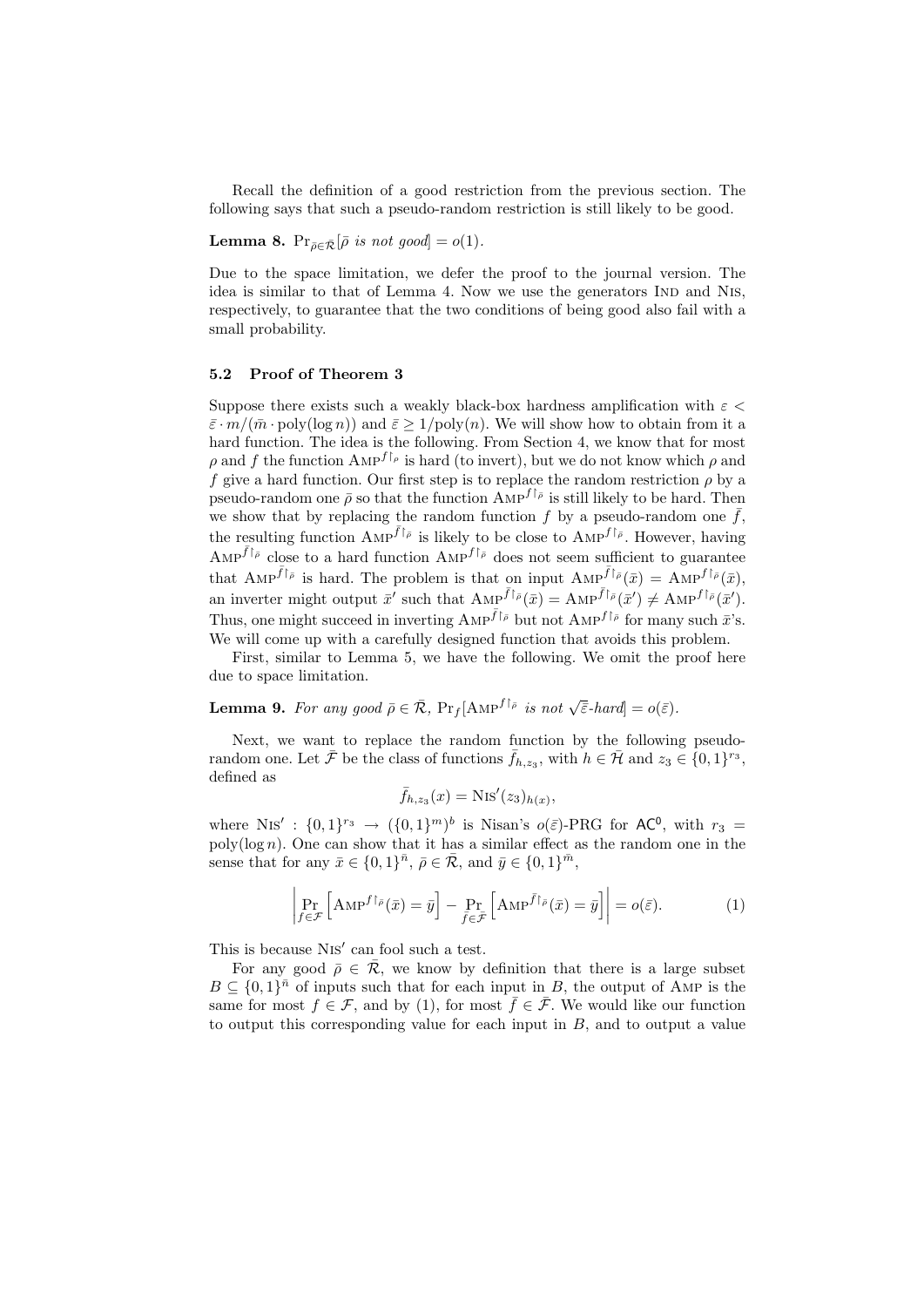Recall the definition of a good restriction from the previous section. The following says that such a pseudo-random restriction is still likely to be good.

**Lemma 8.** $\Pr_{\bar{\rho} \in \bar{\mathcal{R}}}[\bar{\rho}$ *is not good*$] = o(1)$.

Due to the space limitation, we defer the proof to the journal version. The idea is similar to that of Lemma 4. Now we use the generators Ind and Nis, respectively, to guarantee that the two conditions of being good also fail with a small probability.

### 5.2 Proof of Theorem 3

Suppose there exists such a weakly black-box hardness amplification with $\varepsilon < \bar{\varepsilon} \cdot m/(\bar{m} \cdot \mathrm{poly}(\log n))$ and $\bar{\varepsilon} \geq 1/\mathrm{poly}(n)$. We will show how to obtain from it a hard function. The idea is the following. From Section 4, we know that for most $\rho$ and $f$ the function $\mathrm{Amp}^{f \upharpoonright_\rho}$ is hard (to invert), but we do not know which $\rho$ and $f$ give a hard function. Our first step is to replace the random restriction $\rho$ by a pseudo-random one $\bar{\rho}$ so that the function $\mathrm{Amp}^{f \upharpoonright_{\bar{\rho}}}$ is still likely to be hard. Then we show that by replacing the random function $f$ by a pseudo-random one $\bar{f}$, the resulting function $\mathrm{Amp}^{\bar{f} \upharpoonright_{\bar{\rho}}}$ is likely to be close to $\mathrm{Amp}^{f \upharpoonright_{\bar{\rho}}}$. However, having $\mathrm{Amp}^{\bar{f} \upharpoonright_{\bar{\rho}}}$ close to a hard function $\mathrm{Amp}^{f \upharpoonright_{\bar{\rho}}}$ does not seem sufficient to guarantee that $\mathrm{Amp}^{\bar{f} \upharpoonright_{\bar{\rho}}}$ is hard. The problem is that on input $\mathrm{Amp}^{\bar{f} \upharpoonright_{\bar{\rho}}}(\bar{x}) = \mathrm{Amp}^{f \upharpoonright_{\bar{\rho}}}(\bar{x})$, an inverter might output $\bar{x}'$ such that $\mathrm{Amp}^{\bar{f} \upharpoonright_{\bar{\rho}}}(\bar{x}) = \mathrm{Amp}^{\bar{f} \upharpoonright_{\bar{\rho}}}(\bar{x}') \neq \mathrm{Amp}^{f \upharpoonright_{\bar{\rho}}}(\bar{x}')$. Thus, one might succeed in inverting $\mathrm{Amp}^{\bar{f} \upharpoonright_{\bar{\rho}}}$ but not $\mathrm{Amp}^{f \upharpoonright_{\bar{\rho}}}$ for many such $\bar{x}$'s. We will come up with a carefully designed function that avoids this problem.

First, similar to Lemma 5, we have the following. We omit the proof here due to space limitation.

**Lemma 9.** *For any good* $\bar{\rho} \in \bar{\mathcal{R}}$, $\Pr_f[\mathrm{Amp}^{f \upharpoonright_{\bar{\rho}}}$ *is not* $\sqrt{\bar{\varepsilon}}$*-hard*$] = o(\bar{\varepsilon})$.

Next, we want to replace the random function by the following pseudo-random one. Let $\bar{\mathcal{F}}$ be the class of functions $\bar{f}_{h,z_3}$, with $h \in \bar{\mathcal{H}}$ and $z_3 \in \{0,1\}^{r_3}$, defined as

$$\bar{f}_{h,z_3}(x) = \mathrm{Nis}'(z_3)_{h(x)},$$

where $\mathrm{Nis}' : \{0,1\}^{r_3} \to (\{0,1\}^m)^b$ is Nisan's $o(\bar{\varepsilon})$-PRG for $\mathsf{AC}^0$, with $r_3 = \mathrm{poly}(\log n)$. One can show that it has a similar effect as the random one in the sense that for any $\bar{x} \in \{0,1\}^{\bar{n}}$, $\bar{\rho} \in \bar{\mathcal{R}}$, and $\bar{y} \in \{0,1\}^{\bar{m}}$,

$$\left| \Pr_{f \in \mathcal{F}}\left[\mathrm{Amp}^{f \upharpoonright_{\bar{\rho}}}(\bar{x}) = \bar{y}\right] - \Pr_{\bar{f} \in \bar{\mathcal{F}}}\left[\mathrm{Amp}^{\bar{f} \upharpoonright_{\bar{\rho}}}(\bar{x}) = \bar{y}\right] \right| = o(\bar{\varepsilon}). \tag{1}$$

This is because $\mathrm{Nis}'$ can fool such a test.

For any good $\bar{\rho} \in \bar{\mathcal{R}}$, we know by definition that there is a large subset $B \subseteq \{0,1\}^{\bar{n}}$ of inputs such that for each input in $B$, the output of Amp is the same for most $f \in \mathcal{F}$, and by (1), for most $\bar{f} \in \bar{\mathcal{F}}$. We would like our function to output this corresponding value for each input in $B$, and to output a value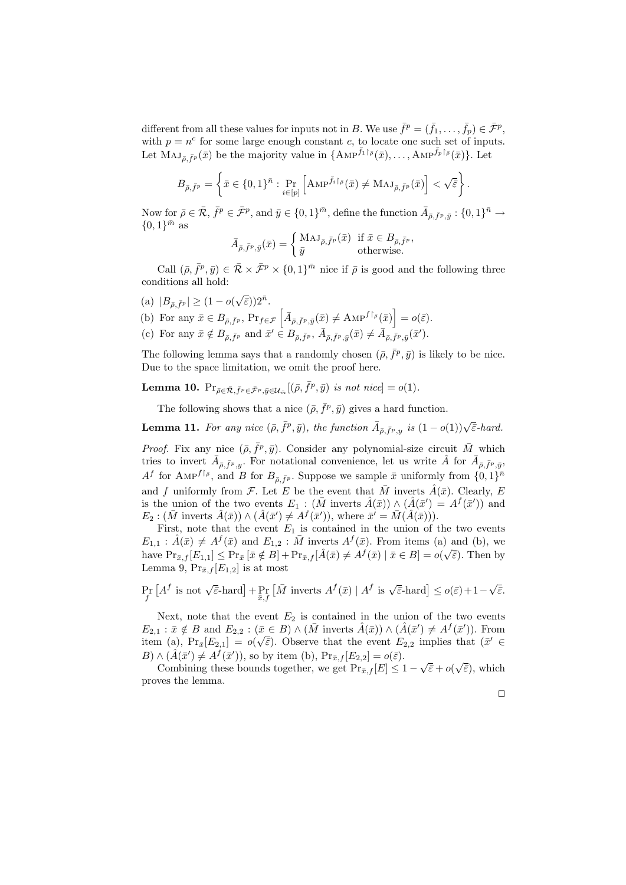different from all these values for inputs not in $B$. We use $\bar{f}^p = (\bar{f}_1, \ldots, \bar{f}_p) \in \bar{\mathcal{F}}^p$, with $p = n^c$ for some large enough constant $c$, to locate one such set of inputs. Let $\textsc{Maj}_{\bar{\rho},\bar{f}^p}(\bar{x})$ be the majority value in $\{\textsc{Amp}^{\bar{f}_1 \restriction_{\bar{\rho}}}(\bar{x}), \ldots, \textsc{Amp}^{\bar{f}_p \restriction_{\bar{\rho}}}(\bar{x})\}$. Let

$$B_{\bar{\rho},\bar{f}^p} = \left\{ \bar{x} \in \{0,1\}^{\bar{n}} : \Pr_{i \in [p]} \left[ \textsc{Amp}^{\bar{f}_i \restriction_{\bar{\rho}}}(\bar{x}) \neq \textsc{Maj}_{\bar{\rho},\bar{f}^p}(\bar{x}) \right] < \sqrt{\bar{\varepsilon}} \right\}.$$

Now for $\bar{\rho} \in \bar{\mathcal{R}}$, $\bar{f}^p \in \bar{\mathcal{F}}^p$, and $\bar{y} \in \{0,1\}^{\bar{m}}$, define the function $\bar{A}_{\bar{\rho},\bar{f}^p,\bar{y}} : \{0,1\}^{\bar{n}} \to \{0,1\}^{\bar{m}}$ as

$$\bar{A}_{\bar{\rho},\bar{f}^p,\bar{y}}(\bar{x}) = \begin{cases} \textsc{Maj}_{\bar{\rho},\bar{f}^p}(\bar{x}) & \text{if } \bar{x} \in B_{\bar{\rho},\bar{f}^p}, \\ \bar{y} & \text{otherwise.} \end{cases}$$

Call $(\bar{\rho}, \bar{f}^p, \bar{y}) \in \bar{\mathcal{R}} \times \bar{\mathcal{F}}^p \times \{0,1\}^{\bar{m}}$ nice if $\bar{\rho}$ is good and the following three conditions all hold:

(a) $|B_{\bar{\rho},\bar{f}^p}| \geq (1 - o(\sqrt{\bar{\varepsilon}}))2^{\bar{n}}$.

(b) For any $\bar{x} \in B_{\bar{\rho},\bar{f}^p}$, $\Pr_{f \in \mathcal{F}} \left[ \bar{A}_{\bar{\rho},\bar{f}^p,\bar{y}}(\bar{x}) \neq \textsc{Amp}^{f \restriction_{\bar{\rho}}}(\bar{x}) \right] = o(\bar{\varepsilon})$.

(c) For any $\bar{x} \notin B_{\bar{\rho},\bar{f}^p}$ and $\bar{x}' \in B_{\bar{\rho},\bar{f}^p}$, $\bar{A}_{\bar{\rho},\bar{f}^p,\bar{y}}(\bar{x}) \neq \bar{A}_{\bar{\rho},\bar{f}^p,\bar{y}}(\bar{x}')$.

The following lemma says that a randomly chosen $(\bar{\rho}, \bar{f}^p, \bar{y})$ is likely to be nice. Due to the space limitation, we omit the proof here.

**Lemma 10.** $\Pr_{\bar{\rho} \in \bar{\mathcal{R}}, \bar{f}^p \in \bar{\mathcal{F}}^p, \bar{y} \in \mathcal{U}_{\bar{m}}}[(\bar{\rho}, \bar{f}^p, \bar{y})$ *is not nice*$] = o(1)$.

The following shows that a nice $(\bar{\rho}, \bar{f}^p, \bar{y})$ gives a hard function.

**Lemma 11.** *For any nice $(\bar{\rho}, \bar{f}^p, \bar{y})$, the function $\bar{A}_{\bar{\rho},\bar{f}^p,y}$ is $(1 - o(1))\sqrt{\bar{\varepsilon}}$-hard.*

*Proof.* Fix any nice $(\bar{\rho}, \bar{f}^p, \bar{y})$. Consider any polynomial-size circuit $\bar{M}$ which tries to invert $\bar{A}_{\bar{\rho},\bar{f}^p,y}$. For notational convenience, let us write $\hat{A}$ for $\bar{A}_{\bar{\rho},\bar{f}^p,\bar{y}}$, $A^f$ for $\textsc{Amp}^{f \restriction_{\bar{\rho}}}$, and $B$ for $B_{\bar{\rho},\bar{f}^p}$. Suppose we sample $\bar{x}$ uniformly from $\{0,1\}^{\bar{n}}$ and $f$ uniformly from $\mathcal{F}$. Let $E$ be the event that $\bar{M}$ inverts $\hat{A}(\bar{x})$. Clearly, $E$ is the union of the two events $E_1 : (\bar{M}$ inverts $\hat{A}(\bar{x})) \wedge (\hat{A}(\bar{x}') = A^f(\bar{x}'))$ and $E_2 : (\bar{M}$ inverts $\hat{A}(\bar{x})) \wedge (\hat{A}(\bar{x}') \neq A^f(\bar{x}'))$, where $\bar{x}' = \bar{M}(\hat{A}(\bar{x}))$.

First, note that the event $E_1$ is contained in the union of the two events $E_{1,1} : \hat{A}(\bar{x}) \neq A^f(\bar{x})$ and $E_{1,2} : \bar{M}$ inverts $A^f(\bar{x})$. From items (a) and (b), we have $\Pr_{\bar{x},f}[E_{1,1}] \leq \Pr_{\bar{x}}[\bar{x} \notin B] + \Pr_{\bar{x},f}[\hat{A}(\bar{x}) \neq A^f(\bar{x}) \mid \bar{x} \in B] = o(\sqrt{\bar{\varepsilon}})$. Then by Lemma 9, $\Pr_{\bar{x},f}[E_{1,2}]$ is at most

$$\Pr_f \left[A^f \text{ is not } \sqrt{\bar{\varepsilon}}\text{-hard}\right] + \Pr_{\bar{x},f} \left[\bar{M} \text{ inverts } A^f(\bar{x}) \mid A^f \text{ is } \sqrt{\bar{\varepsilon}}\text{-hard}\right] \leq o(\bar{\varepsilon}) + 1 - \sqrt{\bar{\varepsilon}}.$$

Next, note that the event $E_2$ is contained in the union of the two events $E_{2,1} : \bar{x} \notin B$ and $E_{2,2} : (\bar{x} \in B) \wedge (\bar{M}$ inverts $\hat{A}(\bar{x})) \wedge (\hat{A}(\bar{x}') \neq A^f(\bar{x}'))$. From item (a), $\Pr_{\bar{x}}[E_{2,1}] = o(\sqrt{\bar{\varepsilon}})$. Observe that the event $E_{2,2}$ implies that $(\bar{x}' \in B) \wedge (\hat{A}(\bar{x}') \neq A^f(\bar{x}'))$, so by item (b), $\Pr_{\bar{x},f}[E_{2,2}] = o(\bar{\varepsilon})$.

Combining these bounds together, we get $\Pr_{\bar{x},f}[E] \leq 1 - \sqrt{\bar{\varepsilon}} + o(\sqrt{\bar{\varepsilon}})$, which proves the lemma.

∎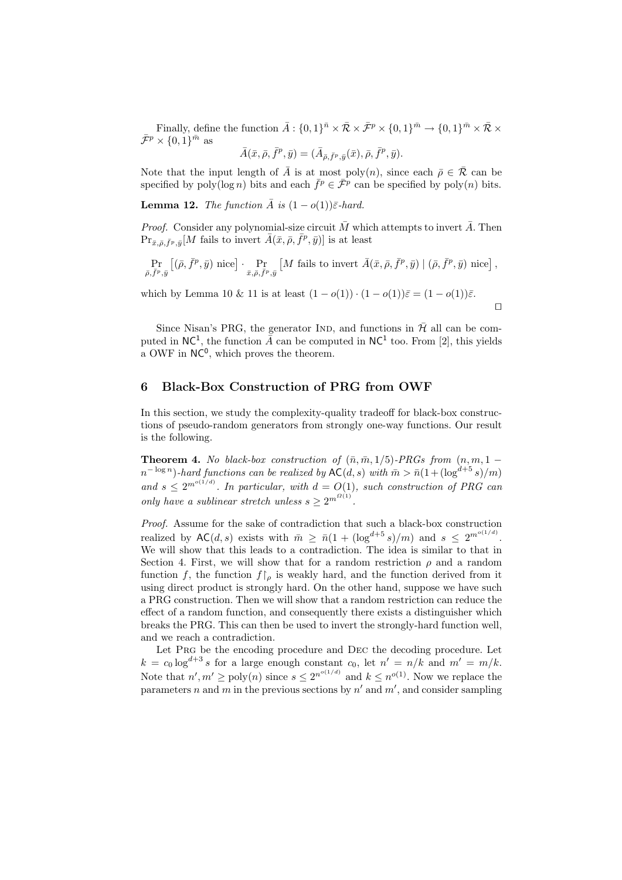Finally, define the function $\bar{A} : \{0,1\}^{\bar{n}} \times \bar{\mathcal{R}} \times \bar{\mathcal{F}}^p \times \{0,1\}^{\bar{m}} \to \{0,1\}^{\bar{m}} \times \bar{\mathcal{R}} \times \bar{\mathcal{F}}^p \times \{0,1\}^{\bar{m}}$ as

$$\bar{A}(\bar{x}, \bar{\rho}, \bar{f}^p, \bar{y}) = (\bar{A}_{\bar{\rho}, \bar{f}^p, \bar{y}}(\bar{x}), \bar{\rho}, \bar{f}^p, \bar{y}).$$

Note that the input length of $\bar{A}$ is at most $\text{poly}(n)$, since each $\bar{\rho} \in \bar{\mathcal{R}}$ can be specified by $\text{poly}(\log n)$ bits and each $\bar{f}^p \in \bar{\mathcal{F}}^p$ can be specified by $\text{poly}(n)$ bits.

**Lemma 12.** *The function $\bar{A}$ is $(1 - o(1))\bar{\varepsilon}$-hard.*

*Proof.* Consider any polynomial-size circuit $\bar{M}$ which attempts to invert $\bar{A}$. Then $\Pr_{\bar{x}, \bar{\rho}, \bar{f}^p, \bar{y}}[M \text{ fails to invert } \bar{A}(\bar{x}, \bar{\rho}, \bar{f}^p, \bar{y})]$ is at least

$$\Pr_{\bar{\rho}, \bar{f}^p, \bar{y}}\left[(\bar{\rho}, \bar{f}^p, \bar{y}) \text{ nice}\right] \cdot \Pr_{\bar{x}, \bar{\rho}, \bar{f}^p, \bar{y}}\left[M \text{ fails to invert } \bar{A}(\bar{x}, \bar{\rho}, \bar{f}^p, \bar{y}) \mid (\bar{\rho}, \bar{f}^p, \bar{y}) \text{ nice}\right],$$

which by Lemma 10 & 11 is at least $(1 - o(1)) \cdot (1 - o(1))\bar{\varepsilon} = (1 - o(1))\bar{\varepsilon}$. $\square$

Since Nisan's PRG, the generator IND, and functions in $\bar{\mathcal{H}}$ all can be computed in $\mathsf{NC}^1$, the function $\bar{A}$ can be computed in $\mathsf{NC}^1$ too. From [2], this yields a OWF in $\mathsf{NC}^0$, which proves the theorem.

## 6 Black-Box Construction of PRG from OWF

In this section, we study the complexity-quality tradeoff for black-box constructions of pseudo-random generators from strongly one-way functions. Our result is the following.

**Theorem 4.** *No black-box construction of $(\bar{n}, \bar{m}, 1/5)$-PRGs from $(n, m, 1 - n^{-\log n})$-hard functions can be realized by $\mathsf{AC}(d, s)$ with $\bar{m} > \bar{n}(1 + (\log^{d+5} s)/m)$ and $s \le 2^{m^{o(1/d)}}$. In particular, with $d = O(1)$, such construction of PRG can only have a sublinear stretch unless $s \ge 2^{m^{\Omega(1)}}$.*

*Proof.* Assume for the sake of contradiction that such a black-box construction realized by $\mathsf{AC}(d, s)$ exists with $\bar{m} \ge \bar{n}(1 + (\log^{d+5} s)/m)$ and $s \le 2^{m^{o(1/d)}}$. We will show that this leads to a contradiction. The idea is similar to that in Section 4. First, we will show that for a random restriction $\rho$ and a random function $f$, the function $f\lceil_\rho$ is weakly hard, and the function derived from it using direct product is strongly hard. On the other hand, suppose we have such a PRG construction. Then we will show that a random restriction can reduce the effect of a random function, and consequently there exists a distinguisher which breaks the PRG. This can then be used to invert the strongly-hard function well, and we reach a contradiction.

Let PRG be the encoding procedure and DEC the decoding procedure. Let $k = c_0 \log^{d+3} s$ for a large enough constant $c_0$, let $n' = n/k$ and $m' = m/k$. Note that $n', m' \ge \text{poly}(n)$ since $s \le 2^{n^{o(1/d)}}$ and $k \le n^{o(1)}$. Now we replace the parameters $n$ and $m$ in the previous sections by $n'$ and $m'$, and consider sampling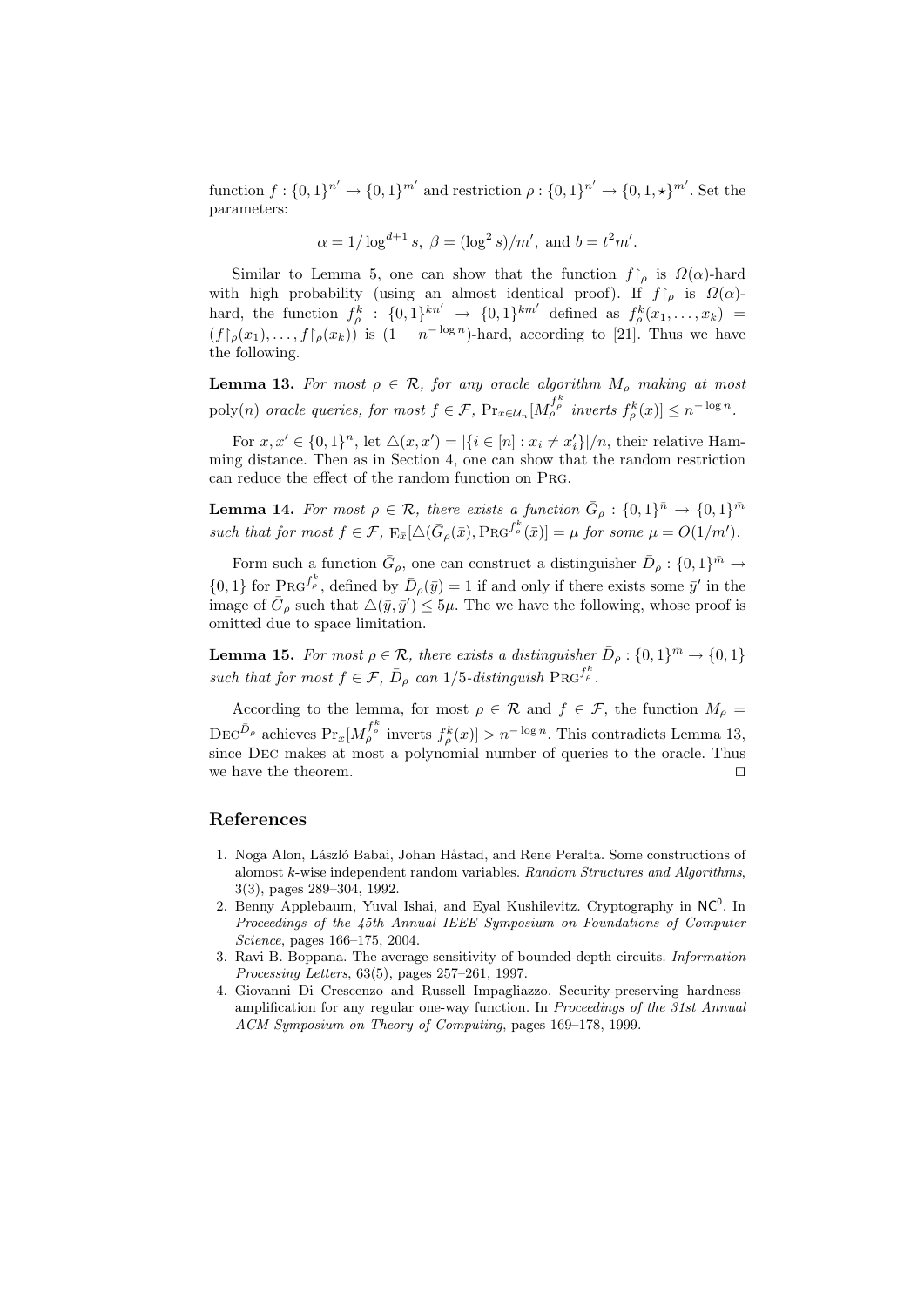function $f : \{0,1\}^{n'} \to \{0,1\}^{m'}$ and restriction $\rho : \{0,1\}^{n'} \to \{0,1,\star\}^{m'}$. Set the parameters:

$$\alpha = 1/\log^{d+1} s,\ \beta = (\log^2 s)/m',\ \text{and } b = t^2 m'.$$

Similar to Lemma 5, one can show that the function $f\!\restriction_\rho$ is $\Omega(\alpha)$-hard with high probability (using an almost identical proof). If $f\!\restriction_\rho$ is $\Omega(\alpha)$-hard, the function $f^k_\rho : \{0,1\}^{kn'} \to \{0,1\}^{km'}$ defined as $f^k_\rho(x_1,\ldots,x_k) = (f\!\restriction_\rho(x_1),\ldots,f\!\restriction_\rho(x_k))$ is $(1 - n^{-\log n})$-hard, according to [21]. Thus we have the following.

**Lemma 13.** *For most $\rho \in \mathcal{R}$, for any oracle algorithm $M_\rho$ making at most $\mathrm{poly}(n)$ oracle queries, for most $f \in \mathcal{F}$, $\Pr_{x \in \mathcal{U}_n}[M_\rho^{f^k_\rho}$ inverts $f^k_\rho(x)] \le n^{-\log n}$.*

For $x, x' \in \{0,1\}^n$, let $\triangle(x,x') = |\{i \in [n] : x_i \neq x'_i\}|/n$, their relative Hamming distance. Then as in Section 4, one can show that the random restriction can reduce the effect of the random function on Prg.

**Lemma 14.** *For most $\rho \in \mathcal{R}$, there exists a function $\bar{G}_\rho : \{0,1\}^{\bar{n}} \to \{0,1\}^{\bar{m}}$ such that for most $f \in \mathcal{F}$, $\mathrm{E}_{\bar{x}}[\triangle(\bar{G}_\rho(\bar{x}), \textsc{Prg}^{f^k_\rho}(\bar{x})] = \mu$ for some $\mu = O(1/m')$.*

Form such a function $\bar{G}_\rho$, one can construct a distinguisher $\bar{D}_\rho : \{0,1\}^{\bar{m}} \to \{0,1\}$ for $\textsc{Prg}^{f^k_\rho}$, defined by $\bar{D}_\rho(\bar{y}) = 1$ if and only if there exists some $\bar{y}'$ in the image of $\bar{G}_\rho$ such that $\triangle(\bar{y}, \bar{y}') \le 5\mu$. The we have the following, whose proof is omitted due to space limitation.

**Lemma 15.** *For most $\rho \in \mathcal{R}$, there exists a distinguisher $\bar{D}_\rho : \{0,1\}^{\bar{m}} \to \{0,1\}$ such that for most $f \in \mathcal{F}$, $\bar{D}_\rho$ can $1/5$-distinguish $\textsc{Prg}^{f^k_\rho}$.*

According to the lemma, for most $\rho \in \mathcal{R}$ and $f \in \mathcal{F}$, the function $M_\rho = \textsc{Dec}^{\bar{D}_\rho}$ achieves $\Pr_x[M_\rho^{f^k_\rho}$ inverts $f^k_\rho(x)] > n^{-\log n}$. This contradicts Lemma 13, since Dec makes at most a polynomial number of queries to the oracle. Thus we have the theorem. $\square$

## References

1. Noga Alon, László Babai, Johan Håstad, and Rene Peralta. Some constructions of alomost $k$-wise independent random variables. *Random Structures and Algorithms*, 3(3), pages 289–304, 1992.
2. Benny Applebaum, Yuval Ishai, and Eyal Kushilevitz. Cryptography in $\mathsf{NC}^0$. In *Proceedings of the 45th Annual IEEE Symposium on Foundations of Computer Science*, pages 166–175, 2004.
3. Ravi B. Boppana. The average sensitivity of bounded-depth circuits. *Information Processing Letters*, 63(5), pages 257–261, 1997.
4. Giovanni Di Crescenzo and Russell Impagliazzo. Security-preserving hardness-amplification for any regular one-way function. In *Proceedings of the 31st Annual ACM Symposium on Theory of Computing*, pages 169–178, 1999.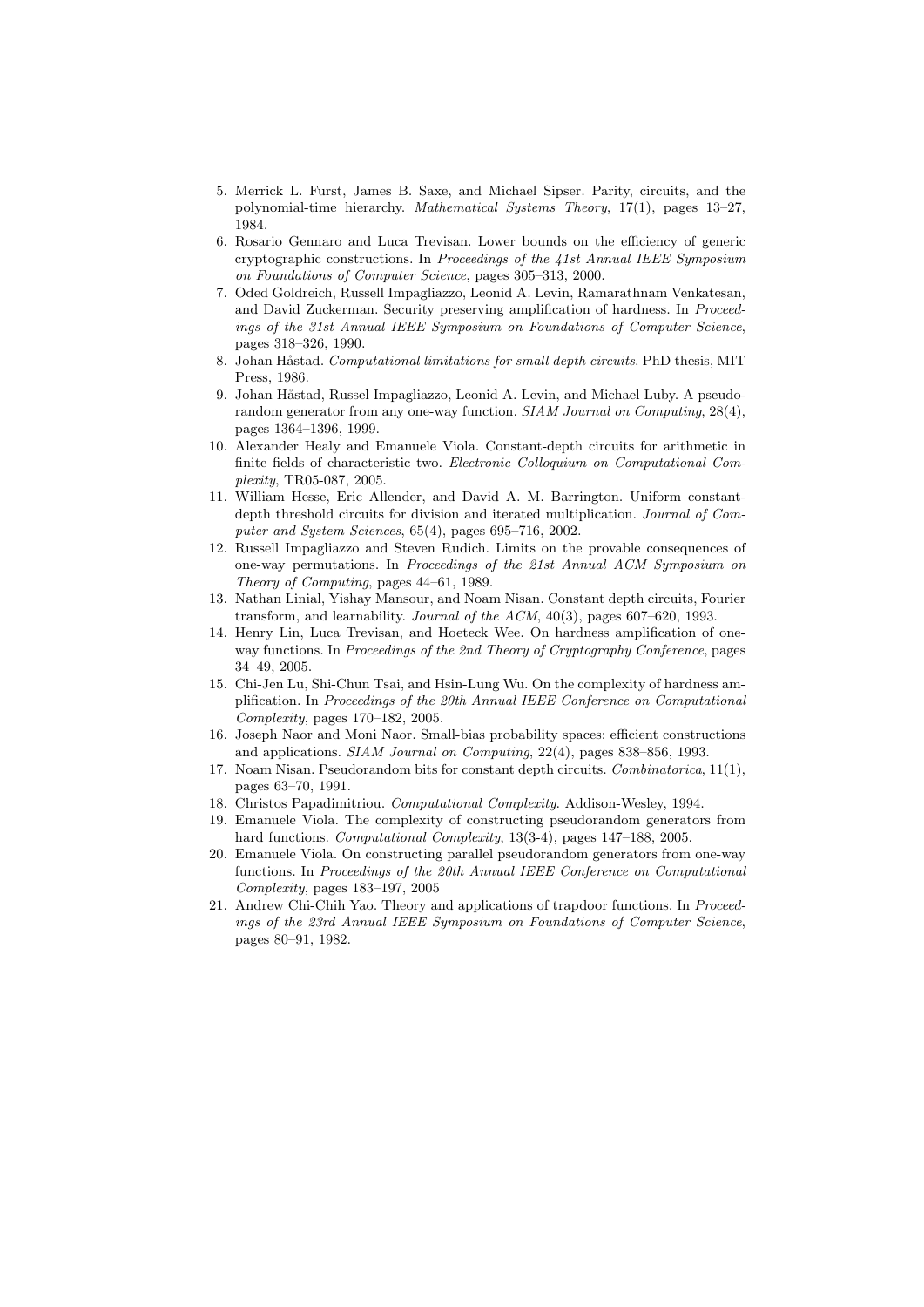5. Merrick L. Furst, James B. Saxe, and Michael Sipser. Parity, circuits, and the polynomial-time hierarchy. *Mathematical Systems Theory*, 17(1), pages 13–27, 1984.
6. Rosario Gennaro and Luca Trevisan. Lower bounds on the efficiency of generic cryptographic constructions. In *Proceedings of the 41st Annual IEEE Symposium on Foundations of Computer Science*, pages 305–313, 2000.
7. Oded Goldreich, Russell Impagliazzo, Leonid A. Levin, Ramarathnam Venkatesan, and David Zuckerman. Security preserving amplification of hardness. In *Proceedings of the 31st Annual IEEE Symposium on Foundations of Computer Science*, pages 318–326, 1990.
8. Johan Håstad. *Computational limitations for small depth circuits*. PhD thesis, MIT Press, 1986.
9. Johan Håstad, Russel Impagliazzo, Leonid A. Levin, and Michael Luby. A pseudorandom generator from any one-way function. *SIAM Journal on Computing*, 28(4), pages 1364–1396, 1999.
10. Alexander Healy and Emanuele Viola. Constant-depth circuits for arithmetic in finite fields of characteristic two. *Electronic Colloquium on Computational Complexity*, TR05-087, 2005.
11. William Hesse, Eric Allender, and David A. M. Barrington. Uniform constant-depth threshold circuits for division and iterated multiplication. *Journal of Computer and System Sciences*, 65(4), pages 695–716, 2002.
12. Russell Impagliazzo and Steven Rudich. Limits on the provable consequences of one-way permutations. In *Proceedings of the 21st Annual ACM Symposium on Theory of Computing*, pages 44–61, 1989.
13. Nathan Linial, Yishay Mansour, and Noam Nisan. Constant depth circuits, Fourier transform, and learnability. *Journal of the ACM*, 40(3), pages 607–620, 1993.
14. Henry Lin, Luca Trevisan, and Hoeteck Wee. On hardness amplification of one-way functions. In *Proceedings of the 2nd Theory of Cryptography Conference*, pages 34–49, 2005.
15. Chi-Jen Lu, Shi-Chun Tsai, and Hsin-Lung Wu. On the complexity of hardness amplification. In *Proceedings of the 20th Annual IEEE Conference on Computational Complexity*, pages 170–182, 2005.
16. Joseph Naor and Moni Naor. Small-bias probability spaces: efficient constructions and applications. *SIAM Journal on Computing*, 22(4), pages 838–856, 1993.
17. Noam Nisan. Pseudorandom bits for constant depth circuits. *Combinatorica*, 11(1), pages 63–70, 1991.
18. Christos Papadimitriou. *Computational Complexity*. Addison-Wesley, 1994.
19. Emanuele Viola. The complexity of constructing pseudorandom generators from hard functions. *Computational Complexity*, 13(3-4), pages 147–188, 2005.
20. Emanuele Viola. On constructing parallel pseudorandom generators from one-way functions. In *Proceedings of the 20th Annual IEEE Conference on Computational Complexity*, pages 183–197, 2005
21. Andrew Chi-Chih Yao. Theory and applications of trapdoor functions. In *Proceedings of the 23rd Annual IEEE Symposium on Foundations of Computer Science*, pages 80–91, 1982.